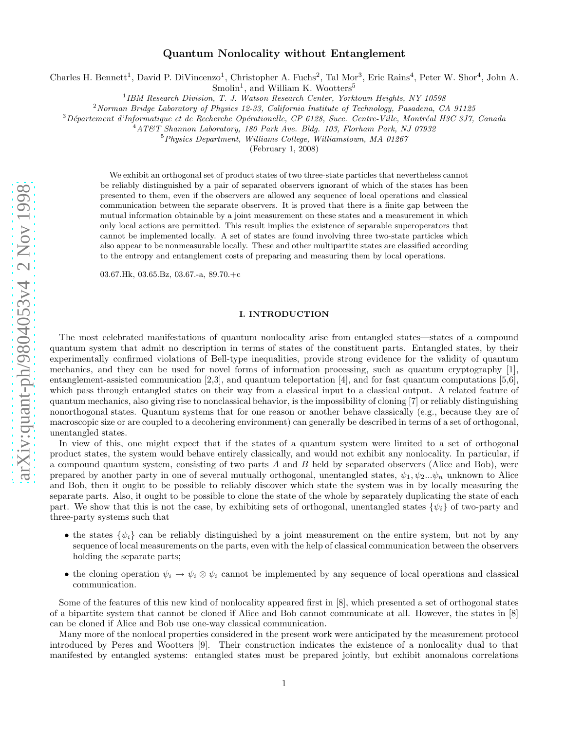# Quantum Nonlocality without Entanglement

Charles H. Bennett[1], David P. DiVincenzo[1], Christopher A. Fuchs[2], Tal Mor[3], Eric Rains[4], Peter W. Shor[4], John A. Smolin[1], and William K. Wootters[5]

[1]*IBM Research Division, T. J. Watson Research Center, Yorktown Heights, NY 10598*

[2]*Norman Bridge Laboratory of Physics 12-33, California Institute of Technology, Pasadena, CA 91125*

[3]*Département d'Informatique et de Recherche Opérationelle, CP 6128, Succ. Centre-Ville, Montréal H3C 3J7, Canada*

[4]*AT&T Shannon Laboratory, 180 Park Ave. Bldg. 103, Florham Park, NJ 07932*

[5]*Physics Department, Williams College, Williamstown, MA 01267*

(February 1, 2008)

We exhibit an orthogonal set of product states of two three-state particles that nevertheless cannot be reliably distinguished by a pair of separated observers ignorant of which of the states has been presented to them, even if the observers are allowed any sequence of local operations and classical communication between the separate observers. It is proved that there is a finite gap between the mutual information obtainable by a joint measurement on these states and a measurement in which only local actions are permitted. This result implies the existence of separable superoperators that cannot be implemented locally. A set of states are found involving three two-state particles which also appear to be nonmeasurable locally. These and other multipartite states are classified according to the entropy and entanglement costs of preparing and measuring them by local operations.

03.67.Hk, 03.65.Bz, 03.67.-a, 89.70.+c

## I. INTRODUCTION

The most celebrated manifestations of quantum nonlocality arise from entangled states—states of a compound quantum system that admit no description in terms of states of the constituent parts. Entangled states, by their experimentally confirmed violations of Bell-type inequalities, provide strong evidence for the validity of quantum mechanics, and they can be used for novel forms of information processing, such as quantum cryptography [1], entanglement-assisted communication [2,3], and quantum teleportation [4], and for fast quantum computations [5,6], which pass through entangled states on their way from a classical input to a classical output. A related feature of quantum mechanics, also giving rise to nonclassical behavior, is the impossibility of cloning [7] or reliably distinguishing nonorthogonal states. Quantum systems that for one reason or another behave classically (e.g., because they are of macroscopic size or are coupled to a decohering environment) can generally be described in terms of a set of orthogonal, unentangled states.

In view of this, one might expect that if the states of a quantum system were limited to a set of orthogonal product states, the system would behave entirely classically, and would not exhibit any nonlocality. In particular, if a compound quantum system, consisting of two parts $A$ and $B$ held by separated observers (Alice and Bob), were prepared by another party in one of several mutually orthogonal, unentangled states, $\psi_1, \psi_2 ... \psi_n$ unknown to Alice and Bob, then it ought to be possible to reliably discover which state the system was in by locally measuring the separate parts. Also, it ought to be possible to clone the state of the whole by separately duplicating the state of each part. We show that this is not the case, by exhibiting sets of orthogonal, unentangled states $\{\psi_i\}$ of two-party and three-party systems such that

- the states $\{\psi_i\}$ can be reliably distinguished by a joint measurement on the entire system, but not by any sequence of local measurements on the parts, even with the help of classical communication between the observers holding the separate parts;
- the cloning operation $\psi_i \to \psi_i \otimes \psi_i$ cannot be implemented by any sequence of local operations and classical communication.

Some of the features of this new kind of nonlocality appeared first in [8], which presented a set of orthogonal states of a bipartite system that cannot be cloned if Alice and Bob cannot communicate at all. However, the states in [8] can be cloned if Alice and Bob use one-way classical communication.

Many more of the nonlocal properties considered in the present work were anticipated by the measurement protocol introduced by Peres and Wootters [9]. Their construction indicates the existence of a nonlocality dual to that manifested by entangled systems: entangled states must be prepared jointly, but exhibit anomalous correlations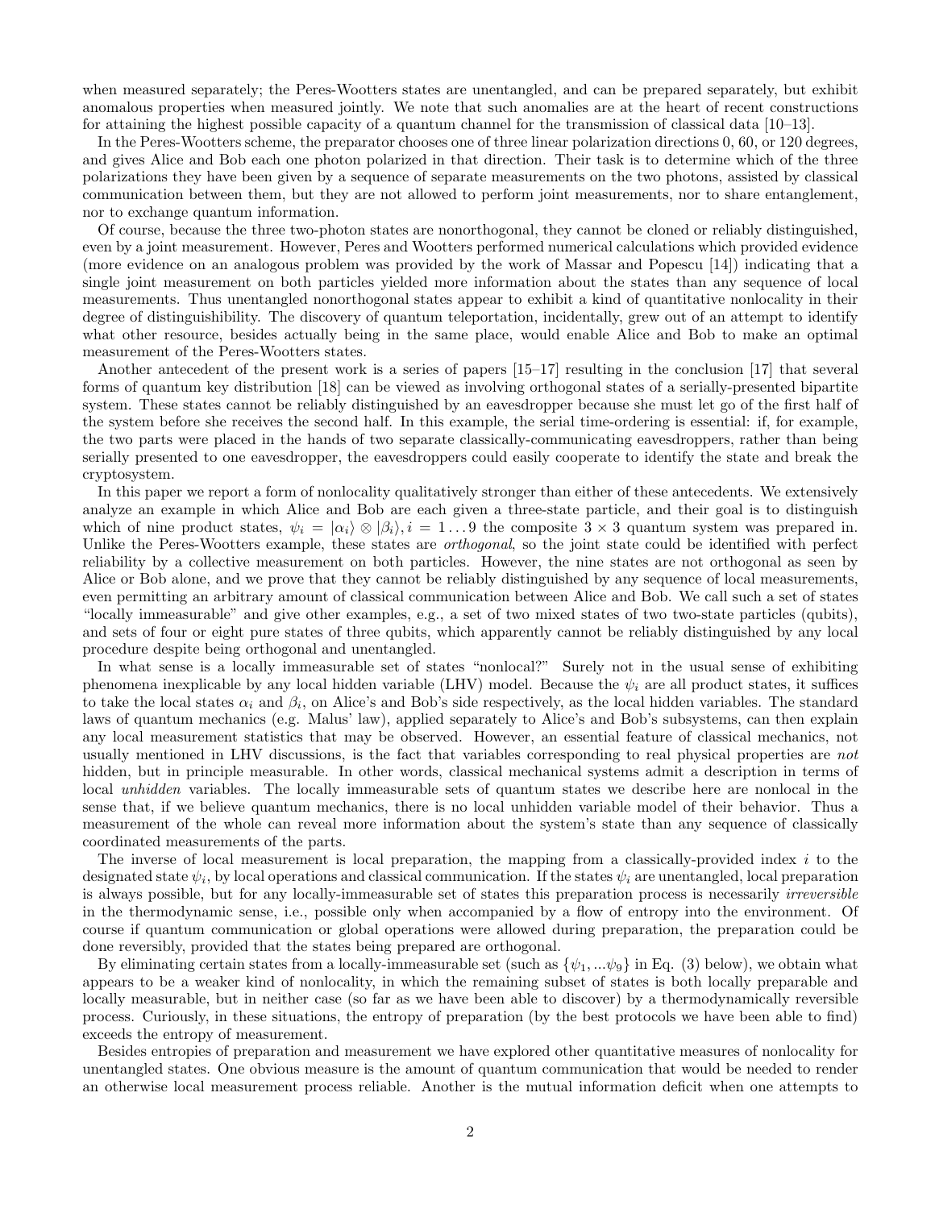when measured separately; the Peres-Wootters states are unentangled, and can be prepared separately, but exhibit anomalous properties when measured jointly. We note that such anomalies are at the heart of recent constructions for attaining the highest possible capacity of a quantum channel for the transmission of classical data [10–13].

In the Peres-Wootters scheme, the preparator chooses one of three linear polarization directions 0, 60, or 120 degrees, and gives Alice and Bob each one photon polarized in that direction. Their task is to determine which of the three polarizations they have been given by a sequence of separate measurements on the two photons, assisted by classical communication between them, but they are not allowed to perform joint measurements, nor to share entanglement, nor to exchange quantum information.

Of course, because the three two-photon states are nonorthogonal, they cannot be cloned or reliably distinguished, even by a joint measurement. However, Peres and Wootters performed numerical calculations which provided evidence (more evidence on an analogous problem was provided by the work of Massar and Popescu [14]) indicating that a single joint measurement on both particles yielded more information about the states than any sequence of local measurements. Thus unentangled nonorthogonal states appear to exhibit a kind of quantitative nonlocality in their degree of distinguishibility. The discovery of quantum teleportation, incidentally, grew out of an attempt to identify what other resource, besides actually being in the same place, would enable Alice and Bob to make an optimal measurement of the Peres-Wootters states.

Another antecedent of the present work is a series of papers [15–17] resulting in the conclusion [17] that several forms of quantum key distribution [18] can be viewed as involving orthogonal states of a serially-presented bipartite system. These states cannot be reliably distinguished by an eavesdropper because she must let go of the first half of the system before she receives the second half. In this example, the serial time-ordering is essential: if, for example, the two parts were placed in the hands of two separate classically-communicating eavesdroppers, rather than being serially presented to one eavesdropper, the eavesdroppers could easily cooperate to identify the state and break the cryptosystem.

In this paper we report a form of nonlocality qualitatively stronger than either of these antecedents. We extensively analyze an example in which Alice and Bob are each given a three-state particle, and their goal is to distinguish which of nine product states, $\psi_i = |\alpha_i\rangle \otimes |\beta_i\rangle, i = 1 \ldots 9$ the composite $3 \times 3$ quantum system was prepared in. Unlike the Peres-Wootters example, these states are *orthogonal*, so the joint state could be identified with perfect reliability by a collective measurement on both particles. However, the nine states are not orthogonal as seen by Alice or Bob alone, and we prove that they cannot be reliably distinguished by any sequence of local measurements, even permitting an arbitrary amount of classical communication between Alice and Bob. We call such a set of states "locally immeasurable" and give other examples, e.g., a set of two mixed states of two two-state particles (qubits), and sets of four or eight pure states of three qubits, which apparently cannot be reliably distinguished by any local procedure despite being orthogonal and unentangled.

In what sense is a locally immeasurable set of states "nonlocal?" Surely not in the usual sense of exhibiting phenomena inexplicable by any local hidden variable (LHV) model. Because the $\psi_i$ are all product states, it suffices to take the local states $\alpha_i$ and $\beta_i$, on Alice's and Bob's side respectively, as the local hidden variables. The standard laws of quantum mechanics (e.g. Malus' law), applied separately to Alice's and Bob's subsystems, can then explain any local measurement statistics that may be observed. However, an essential feature of classical mechanics, not usually mentioned in LHV discussions, is the fact that variables corresponding to real physical properties are *not* hidden, but in principle measurable. In other words, classical mechanical systems admit a description in terms of local *unhidden* variables. The locally immeasurable sets of quantum states we describe here are nonlocal in the sense that, if we believe quantum mechanics, there is no local unhidden variable model of their behavior. Thus a measurement of the whole can reveal more information about the system's state than any sequence of classically coordinated measurements of the parts.

The inverse of local measurement is local preparation, the mapping from a classically-provided index $i$ to the designated state $\psi_i$, by local operations and classical communication. If the states $\psi_i$ are unentangled, local preparation is always possible, but for any locally-immeasurable set of states this preparation process is necessarily *irreversible* in the thermodynamic sense, i.e., possible only when accompanied by a flow of entropy into the environment. Of course if quantum communication or global operations were allowed during preparation, the preparation could be done reversibly, provided that the states being prepared are orthogonal.

By eliminating certain states from a locally-immeasurable set (such as $\{\psi_1, \ldots \psi_9\}$ in Eq. (3) below), we obtain what appears to be a weaker kind of nonlocality, in which the remaining subset of states is both locally preparable and locally measurable, but in neither case (so far as we have been able to discover) by a thermodynamically reversible process. Curiously, in these situations, the entropy of preparation (by the best protocols we have been able to find) exceeds the entropy of measurement.

Besides entropies of preparation and measurement we have explored other quantitative measures of nonlocality for unentangled states. One obvious measure is the amount of quantum communication that would be needed to render an otherwise local measurement process reliable. Another is the mutual information deficit when one attempts to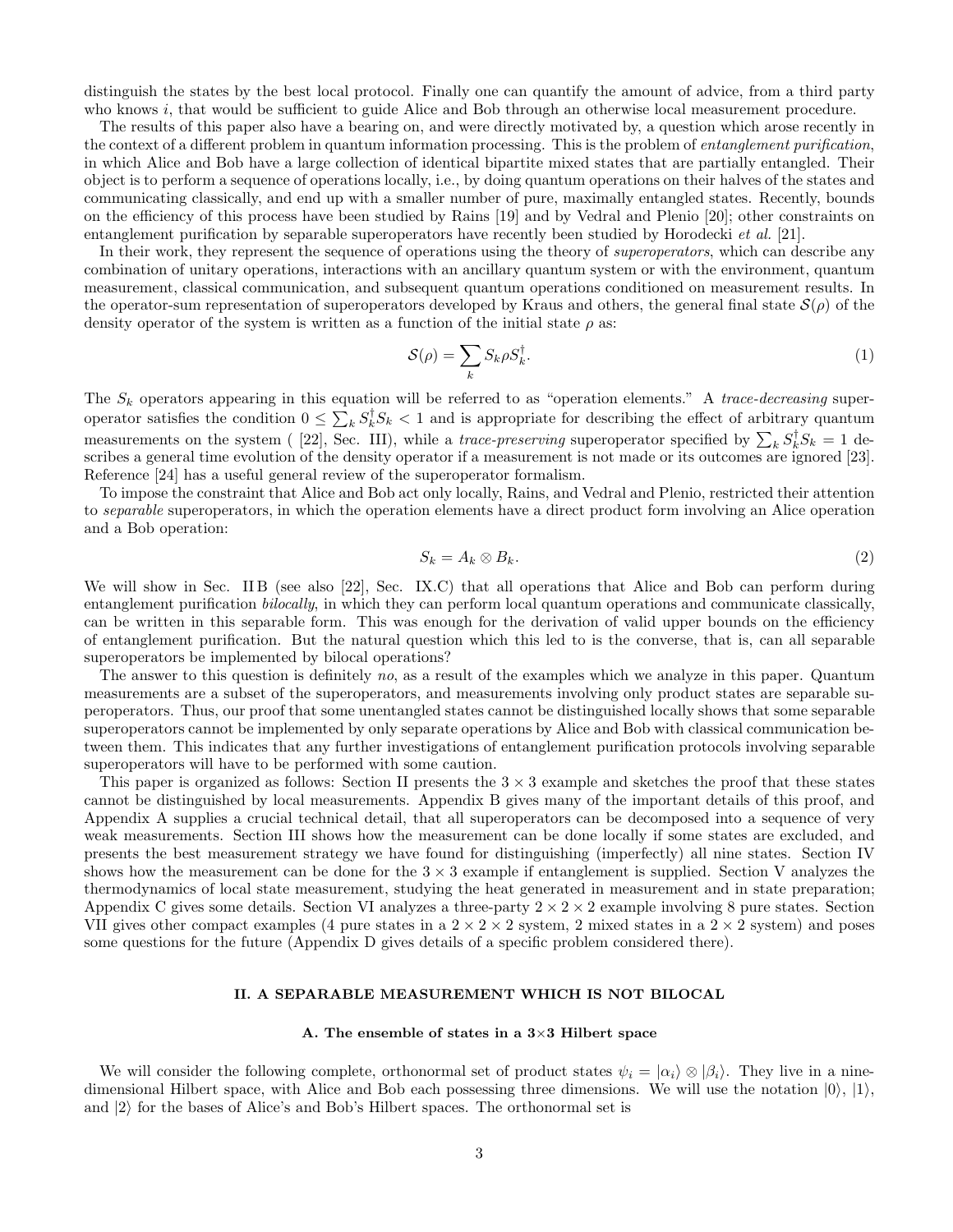distinguish the states by the best local protocol. Finally one can quantify the amount of advice, from a third party who knows $i$, that would be sufficient to guide Alice and Bob through an otherwise local measurement procedure.

The results of this paper also have a bearing on, and were directly motivated by, a question which arose recently in the context of a different problem in quantum information processing. This is the problem of *entanglement purification*, in which Alice and Bob have a large collection of identical bipartite mixed states that are partially entangled. Their object is to perform a sequence of operations locally, i.e., by doing quantum operations on their halves of the states and communicating classically, and end up with a smaller number of pure, maximally entangled states. Recently, bounds on the efficiency of this process have been studied by Rains [19] and by Vedral and Plenio [20]; other constraints on entanglement purification by separable superoperators have recently been studied by Horodecki *et al.* [21].

In their work, they represent the sequence of operations using the theory of *superoperators*, which can describe any combination of unitary operations, interactions with an ancillary quantum system or with the environment, quantum measurement, classical communication, and subsequent quantum operations conditioned on measurement results. In the operator-sum representation of superoperators developed by Kraus and others, the general final state $\mathcal{S}(\rho)$ of the density operator of the system is written as a function of the initial state $\rho$ as:

$$\mathcal{S}(\rho) = \sum_k S_k \rho S_k^\dagger. \tag{1}$$

The $S_k$ operators appearing in this equation will be referred to as "operation elements." A *trace-decreasing* superoperator satisfies the condition $0 \leq \sum_k S_k^\dagger S_k < 1$ and is appropriate for describing the effect of arbitrary quantum measurements on the system ( [22], Sec. III), while a *trace-preserving* superoperator specified by $\sum_k S_k^\dagger S_k = 1$ describes a general time evolution of the density operator if a measurement is not made or its outcomes are ignored [23]. Reference [24] has a useful general review of the superoperator formalism.

To impose the constraint that Alice and Bob act only locally, Rains, and Vedral and Plenio, restricted their attention to *separable* superoperators, in which the operation elements have a direct product form involving an Alice operation and a Bob operation:

$$S_k = A_k \otimes B_k. \tag{2}$$

We will show in Sec. II B (see also [22], Sec. IX.C) that all operations that Alice and Bob can perform during entanglement purification *bilocally*, in which they can perform local quantum operations and communicate classically, can be written in this separable form. This was enough for the derivation of valid upper bounds on the efficiency of entanglement purification. But the natural question which this led to is the converse, that is, can all separable superoperators be implemented by bilocal operations?

The answer to this question is definitely *no*, as a result of the examples which we analyze in this paper. Quantum measurements are a subset of the superoperators, and measurements involving only product states are separable superoperators. Thus, our proof that some unentangled states cannot be distinguished locally shows that some separable superoperators cannot be implemented by only separate operations by Alice and Bob with classical communication between them. This indicates that any further investigations of entanglement purification protocols involving separable superoperators will have to be performed with some caution.

This paper is organized as follows: Section II presents the $3 \times 3$ example and sketches the proof that these states cannot be distinguished by local measurements. Appendix B gives many of the important details of this proof, and Appendix A supplies a crucial technical detail, that all superoperators can be decomposed into a sequence of very weak measurements. Section III shows how the measurement can be done locally if some states are excluded, and presents the best measurement strategy we have found for distinguishing (imperfectly) all nine states. Section IV shows how the measurement can be done for the $3 \times 3$ example if entanglement is supplied. Section V analyzes the thermodynamics of local state measurement, studying the heat generated in measurement and in state preparation; Appendix C gives some details. Section VI analyzes a three-party $2 \times 2 \times 2$ example involving 8 pure states. Section VII gives other compact examples (4 pure states in a $2 \times 2 \times 2$ system, 2 mixed states in a $2 \times 2$ system) and poses some questions for the future (Appendix D gives details of a specific problem considered there).

## II. A SEPARABLE MEASUREMENT WHICH IS NOT BILOCAL

### A. The ensemble of states in a 3×3 Hilbert space

We will consider the following complete, orthonormal set of product states $\psi_i = |\alpha_i\rangle \otimes |\beta_i\rangle$. They live in a nine-dimensional Hilbert space, with Alice and Bob each possessing three dimensions. We will use the notation $|0\rangle$, $|1\rangle$, and $|2\rangle$ for the bases of Alice's and Bob's Hilbert spaces. The orthonormal set is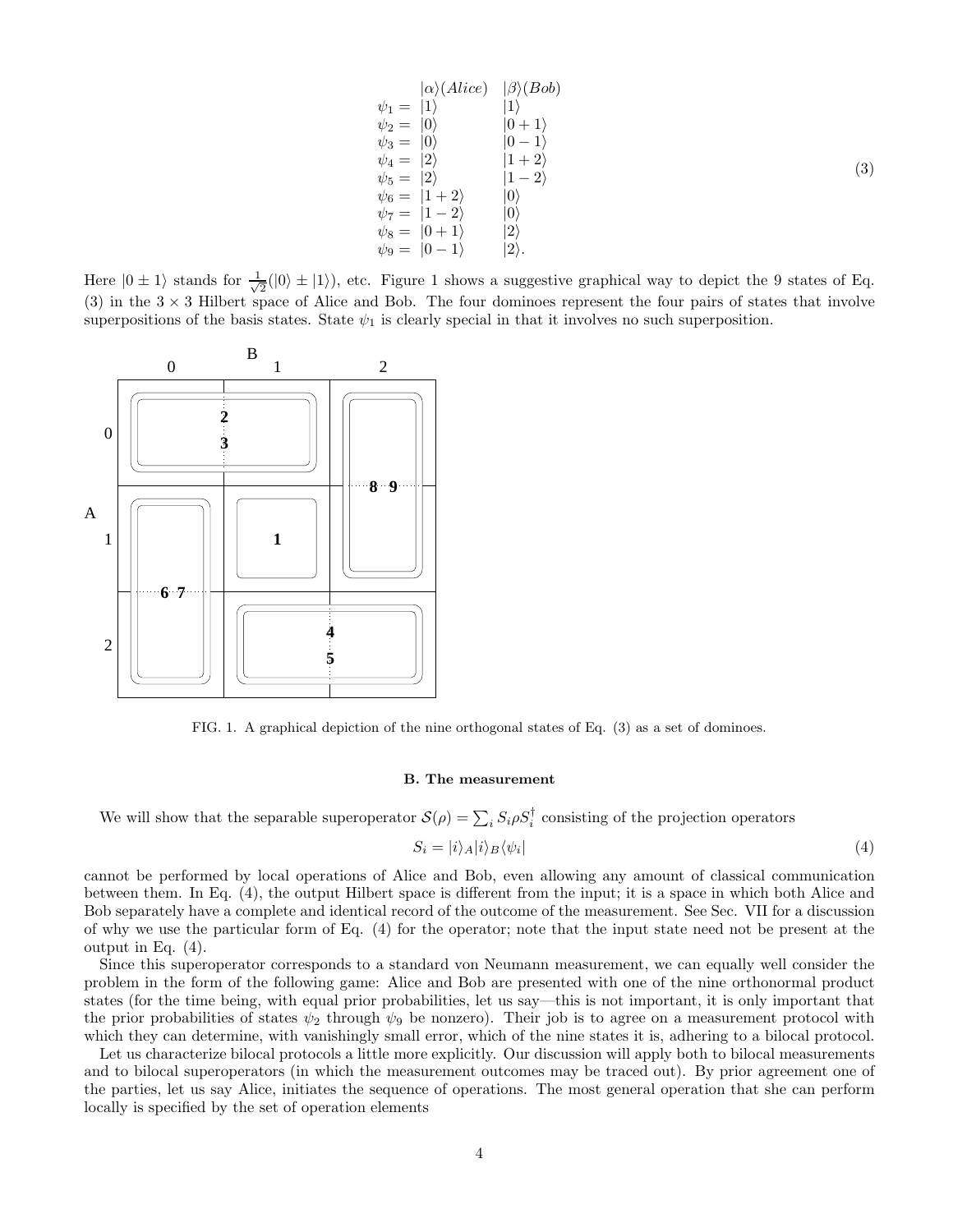$$
\begin{array}{lll}
 & |\alpha\rangle(Alice) & |\beta\rangle(Bob) \\
\psi_1 = & |1\rangle & |1\rangle \\
\psi_2 = & |0\rangle & |0+1\rangle \\
\psi_3 = & |0\rangle & |0-1\rangle \\
\psi_4 = & |2\rangle & |1+2\rangle \\
\psi_5 = & |2\rangle & |1-2\rangle \\
\psi_6 = & |1+2\rangle & |0\rangle \\
\psi_7 = & |1-2\rangle & |0\rangle \\
\psi_8 = & |0+1\rangle & |2\rangle \\
\psi_9 = & |0-1\rangle & |2\rangle.
\end{array}
\tag{3}
$$

Here $|0 \pm 1\rangle$ stands for $\frac{1}{\sqrt{2}}(|0\rangle \pm |1\rangle)$, etc. Figure 1 shows a suggestive graphical way to depict the 9 states of Eq. (3) in the $3 \times 3$ Hilbert space of Alice and Bob. The four dominoes represent the four pairs of states that involve superpositions of the basis states. State $\psi_1$ is clearly special in that it involves no such superposition.

FIG. 1. A graphical depiction of the nine orthogonal states of Eq. (3) as a set of dominoes.

### B. The measurement

We will show that the separable superoperator $\mathcal{S}(\rho) = \sum_i S_i \rho S_i^\dagger$ consisting of the projection operators

$$
S_i = |i\rangle_A |i\rangle_B \langle\psi_i| \tag{4}
$$

cannot be performed by local operations of Alice and Bob, even allowing any amount of classical communication between them. In Eq. (4), the output Hilbert space is different from the input; it is a space in which both Alice and Bob separately have a complete and identical record of the outcome of the measurement. See Sec. VII for a discussion of why we use the particular form of Eq. (4) for the operator; note that the input state need not be present at the output in Eq. (4).

Since this superoperator corresponds to a standard von Neumann measurement, we can equally well consider the problem in the form of the following game: Alice and Bob are presented with one of the nine orthonormal product states (for the time being, with equal prior probabilities, let us say—this is not important, it is only important that the prior probabilities of states $\psi_2$ through $\psi_9$ be nonzero). Their job is to agree on a measurement protocol with which they can determine, with vanishingly small error, which of the nine states it is, adhering to a bilocal protocol.

Let us characterize bilocal protocols a little more explicitly. Our discussion will apply both to bilocal measurements and to bilocal superoperators (in which the measurement outcomes may be traced out). By prior agreement one of the parties, let us say Alice, initiates the sequence of operations. The most general operation that she can perform locally is specified by the set of operation elements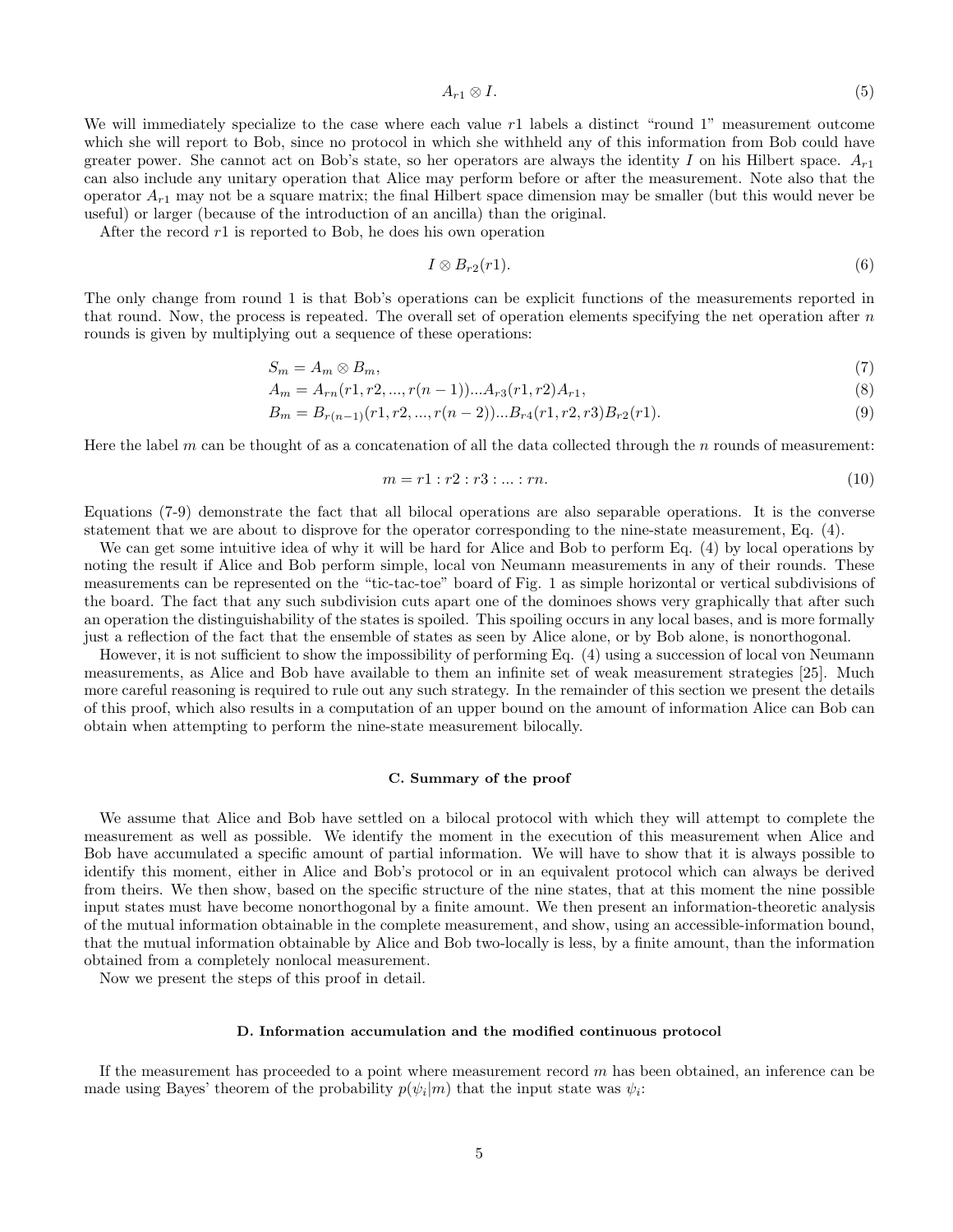$$A_{r1} \otimes I. \tag{5}$$

We will immediately specialize to the case where each value $r1$ labels a distinct "round 1" measurement outcome which she will report to Bob, since no protocol in which she withheld any of this information from Bob could have greater power. She cannot act on Bob's state, so her operators are always the identity $I$ on his Hilbert space. $A_{r1}$ can also include any unitary operation that Alice may perform before or after the measurement. Note also that the operator $A_{r1}$ may not be a square matrix; the final Hilbert space dimension may be smaller (but this would never be useful) or larger (because of the introduction of an ancilla) than the original.

After the record $r1$ is reported to Bob, he does his own operation

$$I \otimes B_{r2}(r1). \tag{6}$$

The only change from round 1 is that Bob's operations can be explicit functions of the measurements reported in that round. Now, the process is repeated. The overall set of operation elements specifying the net operation after $n$ rounds is given by multiplying out a sequence of these operations:

$$S_m = A_m \otimes B_m, \tag{7}$$

$$A_m = A_{rn}(r1, r2, ..., r(n-1))...A_{r3}(r1, r2)A_{r1}, \tag{8}$$

$$B_m = B_{r(n-1)}(r1, r2, ..., r(n-2))...B_{r4}(r1, r2, r3)B_{r2}(r1). \tag{9}$$

Here the label $m$ can be thought of as a concatenation of all the data collected through the $n$ rounds of measurement:

$$m = r1 : r2 : r3 : ... : rn. \tag{10}$$

Equations (7-9) demonstrate the fact that all bilocal operations are also separable operations. It is the converse statement that we are about to disprove for the operator corresponding to the nine-state measurement, Eq. (4).

We can get some intuitive idea of why it will be hard for Alice and Bob to perform Eq. (4) by local operations by noting the result if Alice and Bob perform simple, local von Neumann measurements in any of their rounds. These measurements can be represented on the "tic-tac-toe" board of Fig. 1 as simple horizontal or vertical subdivisions of the board. The fact that any such subdivision cuts apart one of the dominoes shows very graphically that after such an operation the distinguishability of the states is spoiled. This spoiling occurs in any local bases, and is more formally just a reflection of the fact that the ensemble of states as seen by Alice alone, or by Bob alone, is nonorthogonal.

However, it is not sufficient to show the impossibility of performing Eq. (4) using a succession of local von Neumann measurements, as Alice and Bob have available to them an infinite set of weak measurement strategies [25]. Much more careful reasoning is required to rule out any such strategy. In the remainder of this section we present the details of this proof, which also results in a computation of an upper bound on the amount of information Alice can Bob can obtain when attempting to perform the nine-state measurement bilocally.

### C. Summary of the proof

We assume that Alice and Bob have settled on a bilocal protocol with which they will attempt to complete the measurement as well as possible. We identify the moment in the execution of this measurement when Alice and Bob have accumulated a specific amount of partial information. We will have to show that it is always possible to identify this moment, either in Alice and Bob's protocol or in an equivalent protocol which can always be derived from theirs. We then show, based on the specific structure of the nine states, that at this moment the nine possible input states must have become nonorthogonal by a finite amount. We then present an information-theoretic analysis of the mutual information obtainable in the complete measurement, and show, using an accessible-information bound, that the mutual information obtainable by Alice and Bob two-locally is less, by a finite amount, than the information obtained from a completely nonlocal measurement.

Now we present the steps of this proof in detail.

### D. Information accumulation and the modified continuous protocol

If the measurement has proceeded to a point where measurement record $m$ has been obtained, an inference can be made using Bayes' theorem of the probability $p(\psi_i|m)$ that the input state was $\psi_i$: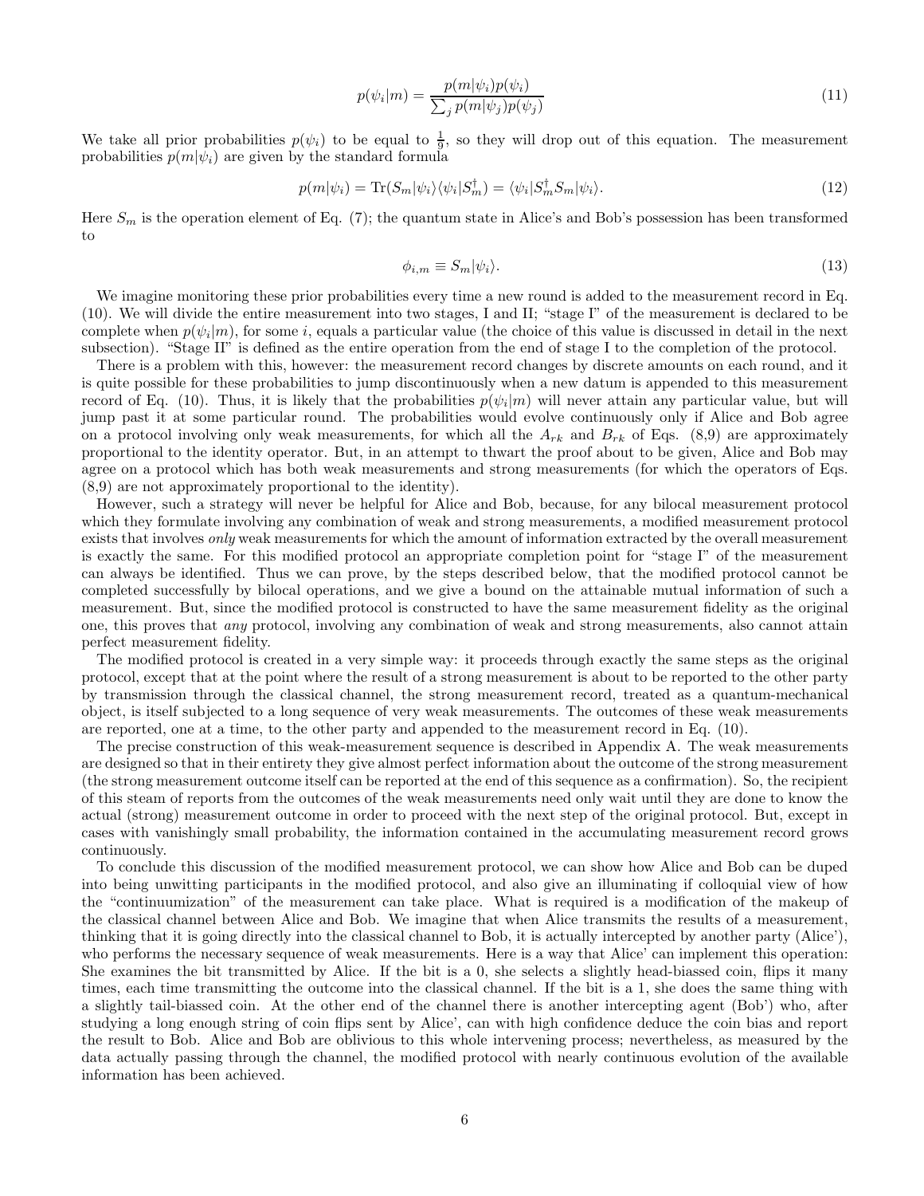$$p(\psi_i|m) = \frac{p(m|\psi_i)p(\psi_i)}{\sum_j p(m|\psi_j)p(\psi_j)} \tag{11}$$

We take all prior probabilities $p(\psi_i)$ to be equal to $\frac{1}{9}$, so they will drop out of this equation. The measurement probabilities $p(m|\psi_i)$ are given by the standard formula

$$p(m|\psi_i) = \text{Tr}(S_m|\psi_i\rangle\langle\psi_i|S_m^\dagger) = \langle\psi_i|S_m^\dagger S_m|\psi_i\rangle. \tag{12}$$

Here $S_m$ is the operation element of Eq. (7); the quantum state in Alice's and Bob's possession has been transformed to

$$\phi_{i,m} \equiv S_m|\psi_i\rangle. \tag{13}$$

We imagine monitoring these prior probabilities every time a new round is added to the measurement record in Eq. (10). We will divide the entire measurement into two stages, I and II; "stage I" of the measurement is declared to be complete when $p(\psi_i|m)$, for some $i$, equals a particular value (the choice of this value is discussed in detail in the next subsection). "Stage II" is defined as the entire operation from the end of stage I to the completion of the protocol.

There is a problem with this, however: the measurement record changes by discrete amounts on each round, and it is quite possible for these probabilities to jump discontinuously when a new datum is appended to this measurement record of Eq. (10). Thus, it is likely that the probabilities $p(\psi_i|m)$ will never attain any particular value, but will jump past it at some particular round. The probabilities would evolve continuously only if Alice and Bob agree on a protocol involving only weak measurements, for which all the $A_{rk}$ and $B_{rk}$ of Eqs. (8,9) are approximately proportional to the identity operator. But, in an attempt to thwart the proof about to be given, Alice and Bob may agree on a protocol which has both weak measurements and strong measurements (for which the operators of Eqs. (8,9) are not approximately proportional to the identity).

However, such a strategy will never be helpful for Alice and Bob, because, for any bilocal measurement protocol which they formulate involving any combination of weak and strong measurements, a modified measurement protocol exists that involves *only* weak measurements for which the amount of information extracted by the overall measurement is exactly the same. For this modified protocol an appropriate completion point for "stage I" of the measurement can always be identified. Thus we can prove, by the steps described below, that the modified protocol cannot be completed successfully by bilocal operations, and we give a bound on the attainable mutual information of such a measurement. But, since the modified protocol is constructed to have the same measurement fidelity as the original one, this proves that *any* protocol, involving any combination of weak and strong measurements, also cannot attain perfect measurement fidelity.

The modified protocol is created in a very simple way: it proceeds through exactly the same steps as the original protocol, except that at the point where the result of a strong measurement is about to be reported to the other party by transmission through the classical channel, the strong measurement record, treated as a quantum-mechanical object, is itself subjected to a long sequence of very weak measurements. The outcomes of these weak measurements are reported, one at a time, to the other party and appended to the measurement record in Eq. (10).

The precise construction of this weak-measurement sequence is described in Appendix A. The weak measurements are designed so that in their entirety they give almost perfect information about the outcome of the strong measurement (the strong measurement outcome itself can be reported at the end of this sequence as a confirmation). So, the recipient of this steam of reports from the outcomes of the weak measurements need only wait until they are done to know the actual (strong) measurement outcome in order to proceed with the next step of the original protocol. But, except in cases with vanishingly small probability, the information contained in the accumulating measurement record grows continuously.

To conclude this discussion of the modified measurement protocol, we can show how Alice and Bob can be duped into being unwitting participants in the modified protocol, and also give an illuminating if colloquial view of how the "continuumization" of the measurement can take place. What is required is a modification of the makeup of the classical channel between Alice and Bob. We imagine that when Alice transmits the results of a measurement, thinking that it is going directly into the classical channel to Bob, it is actually intercepted by another party (Alice'), who performs the necessary sequence of weak measurements. Here is a way that Alice' can implement this operation: She examines the bit transmitted by Alice. If the bit is a 0, she selects a slightly head-biassed coin, flips it many times, each time transmitting the outcome into the classical channel. If the bit is a 1, she does the same thing with a slightly tail-biassed coin. At the other end of the channel there is another intercepting agent (Bob') who, after studying a long enough string of coin flips sent by Alice', can with high confidence deduce the coin bias and report the result to Bob. Alice and Bob are oblivious to this whole intervening process; nevertheless, as measured by the data actually passing through the channel, the modified protocol with nearly continuous evolution of the available information has been achieved.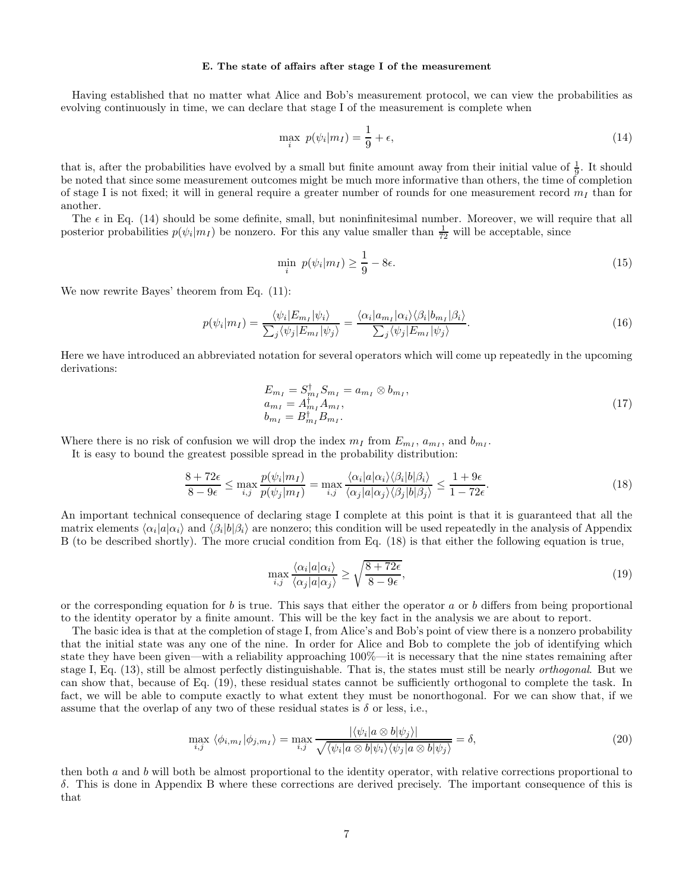### E. The state of affairs after stage I of the measurement

Having established that no matter what Alice and Bob's measurement protocol, we can view the probabilities as evolving continuously in time, we can declare that stage I of the measurement is complete when

$$\max_i \; p(\psi_i|m_I) = \frac{1}{9} + \epsilon, \tag{14}$$

that is, after the probabilities have evolved by a small but finite amount away from their initial value of $\frac{1}{9}$. It should be noted that since some measurement outcomes might be much more informative than others, the time of completion of stage I is not fixed; it will in general require a greater number of rounds for one measurement record $m_I$ than for another.

The $\epsilon$ in Eq. (14) should be some definite, small, but noninfinitesimal number. Moreover, we will require that all posterior probabilities $p(\psi_i|m_I)$ be nonzero. For this any value smaller than $\frac{1}{72}$ will be acceptable, since

$$\min_i \; p(\psi_i|m_I) \geq \frac{1}{9} - 8\epsilon. \tag{15}$$

We now rewrite Bayes' theorem from Eq. (11):

$$p(\psi_i|m_I) = \frac{\langle\psi_i|E_{m_I}|\psi_i\rangle}{\sum_j \langle\psi_j|E_{m_I}|\psi_j\rangle} = \frac{\langle\alpha_i|a_{m_I}|\alpha_i\rangle\langle\beta_i|b_{m_I}|\beta_i\rangle}{\sum_j \langle\psi_j|E_{m_I}|\psi_j\rangle}. \tag{16}$$

Here we have introduced an abbreviated notation for several operators which will come up repeatedly in the upcoming derivations:

$$\begin{aligned} E_{m_I} &= S_{m_I}^\dagger S_{m_I} = a_{m_I} \otimes b_{m_I}, \\ a_{m_I} &= A_{m_I}^\dagger A_{m_I}, \\ b_{m_I} &= B_{m_I}^\dagger B_{m_I}. \end{aligned} \tag{17}$$

Where there is no risk of confusion we will drop the index $m_I$ from $E_{m_I}$, $a_{m_I}$, and $b_{m_I}$.

It is easy to bound the greatest possible spread in the probability distribution:

$$\frac{8+72\epsilon}{8-9\epsilon} \leq \max_{i,j} \frac{p(\psi_i|m_I)}{p(\psi_j|m_I)} = \max_{i,j} \frac{\langle\alpha_i|a|\alpha_i\rangle\langle\beta_i|b|\beta_i\rangle}{\langle\alpha_j|a|\alpha_j\rangle\langle\beta_j|b|\beta_j\rangle} \leq \frac{1+9\epsilon}{1-72\epsilon}. \tag{18}$$

An important technical consequence of declaring stage I complete at this point is that it is guaranteed that all the matrix elements $\langle\alpha_i|a|\alpha_i\rangle$ and $\langle\beta_i|b|\beta_i\rangle$ are nonzero; this condition will be used repeatedly in the analysis of Appendix B (to be described shortly). The more crucial condition from Eq. (18) is that either the following equation is true,

$$\max_{i,j} \frac{\langle\alpha_i|a|\alpha_i\rangle}{\langle\alpha_j|a|\alpha_j\rangle} \geq \sqrt{\frac{8+72\epsilon}{8-9\epsilon}}, \tag{19}$$

or the corresponding equation for $b$ is true. This says that either the operator $a$ or $b$ differs from being proportional to the identity operator by a finite amount. This will be the key fact in the analysis we are about to report.

The basic idea is that at the completion of stage I, from Alice's and Bob's point of view there is a nonzero probability that the initial state was any one of the nine. In order for Alice and Bob to complete the job of identifying which state they have been given—with a reliability approaching 100%—it is necessary that the nine states remaining after stage I, Eq. (13), still be almost perfectly distinguishable. That is, the states must still be nearly *orthogonal*. But we can show that, because of Eq. (19), these residual states cannot be sufficiently orthogonal to complete the task. In fact, we will be able to compute exactly to what extent they must be nonorthogonal. For we can show that, if we assume that the overlap of any two of these residual states is $\delta$ or less, i.e.,

$$\max_{i,j} \langle\phi_{i,m_I}|\phi_{j,m_I}\rangle = \max_{i,j} \frac{|\langle\psi_i|a\otimes b|\psi_j\rangle|}{\sqrt{\langle\psi_i|a\otimes b|\psi_i\rangle\langle\psi_j|a\otimes b|\psi_j\rangle}} = \delta, \tag{20}$$

then both $a$ and $b$ will both be almost proportional to the identity operator, with relative corrections proportional to $\delta$. This is done in Appendix B where these corrections are derived precisely. The important consequence of this is that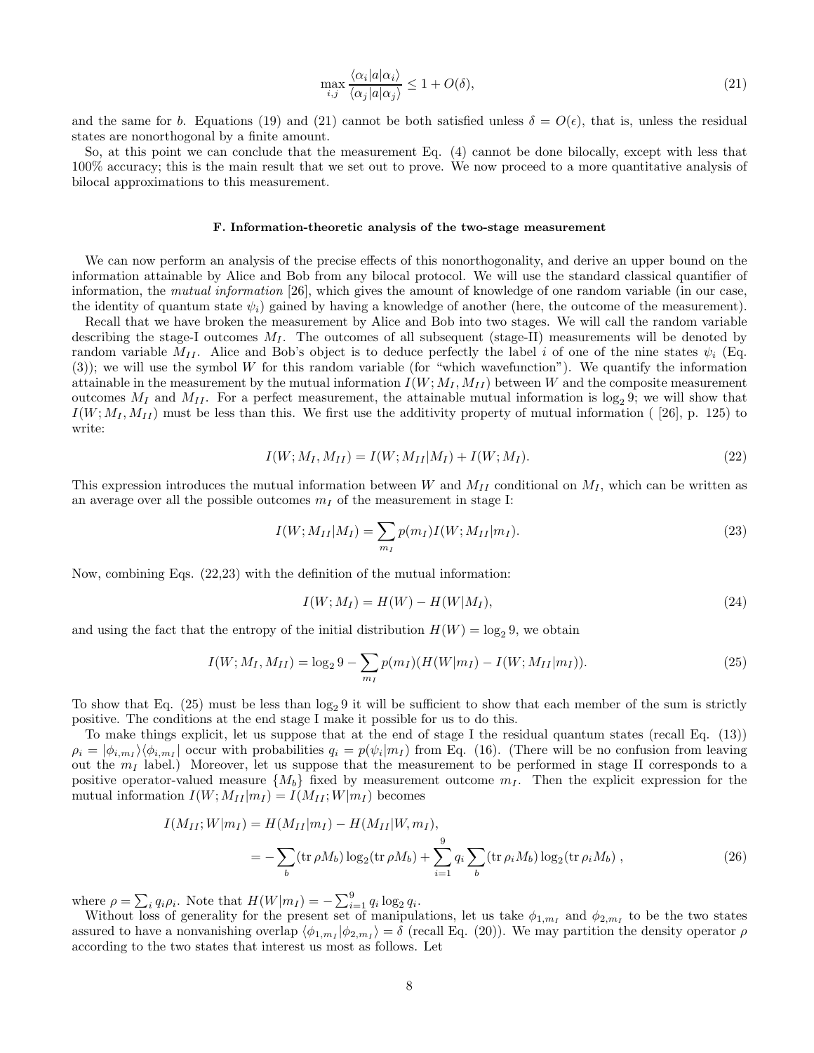$$\max_{i,j} \frac{\langle \alpha_i | a | \alpha_i \rangle}{\langle \alpha_j | a | \alpha_j \rangle} \leq 1 + O(\delta), \tag{21}$$

and the same for $b$. Equations (19) and (21) cannot be both satisfied unless $\delta = O(\epsilon)$, that is, unless the residual states are nonorthogonal by a finite amount.

So, at this point we can conclude that the measurement Eq. (4) cannot be done bilocally, except with less that 100% accuracy; this is the main result that we set out to prove. We now proceed to a more quantitative analysis of bilocal approximations to this measurement.

### F. Information-theoretic analysis of the two-stage measurement

We can now perform an analysis of the precise effects of this nonorthogonality, and derive an upper bound on the information attainable by Alice and Bob from any bilocal protocol. We will use the standard classical quantifier of information, the *mutual information* [26], which gives the amount of knowledge of one random variable (in our case, the identity of quantum state $\psi_i$) gained by having a knowledge of another (here, the outcome of the measurement).

Recall that we have broken the measurement by Alice and Bob into two stages. We will call the random variable describing the stage-I outcomes $M_I$. The outcomes of all subsequent (stage-II) measurements will be denoted by random variable $M_{II}$. Alice and Bob's object is to deduce perfectly the label $i$ of one of the nine states $\psi_i$ (Eq. (3)); we will use the symbol $W$ for this random variable (for "which wavefunction"). We quantify the information attainable in the measurement by the mutual information $I(W; M_I, M_{II})$ between $W$ and the composite measurement outcomes $M_I$ and $M_{II}$. For a perfect measurement, the attainable mutual information is $\log_2 9$; we will show that $I(W; M_I, M_{II})$ must be less than this. We first use the additivity property of mutual information ( [26], p. 125) to write:

$$I(W; M_I, M_{II}) = I(W; M_{II}|M_I) + I(W; M_I). \tag{22}$$

This expression introduces the mutual information between $W$ and $M_{II}$ conditional on $M_I$, which can be written as an average over all the possible outcomes $m_I$ of the measurement in stage I:

$$I(W; M_{II}|M_I) = \sum_{m_I} p(m_I) I(W; M_{II}|m_I). \tag{23}$$

Now, combining Eqs. (22,23) with the definition of the mutual information:

$$I(W; M_I) = H(W) - H(W|M_I), \tag{24}$$

and using the fact that the entropy of the initial distribution $H(W) = \log_2 9$, we obtain

$$I(W; M_I, M_{II}) = \log_2 9 - \sum_{m_I} p(m_I)(H(W|m_I) - I(W; M_{II}|m_I)). \tag{25}$$

To show that Eq. (25) must be less than $\log_2 9$ it will be sufficient to show that each member of the sum is strictly positive. The conditions at the end stage I make it possible for us to do this.

To make things explicit, let us suppose that at the end of stage I the residual quantum states (recall Eq. (13)) $\rho_i = |\phi_{i,m_I}\rangle\langle\phi_{i,m_I}|$ occur with probabilities $q_i = p(\psi_i|m_I)$ from Eq. (16). (There will be no confusion from leaving out the $m_I$ label.) Moreover, let us suppose that the measurement to be performed in stage II corresponds to a positive operator-valued measure $\{M_b\}$ fixed by measurement outcome $m_I$. Then the explicit expression for the mutual information $I(W; M_{II}|m_I) = I(M_{II}; W|m_I)$ becomes

$$\begin{aligned} I(M_{II}; W|m_I) &= H(M_{II}|m_I) - H(M_{II}|W, m_I), \\ &= -\sum_b (\mathrm{tr}\,\rho M_b)\log_2(\mathrm{tr}\,\rho M_b) + \sum_{i=1}^{9} q_i \sum_b (\mathrm{tr}\,\rho_i M_b)\log_2(\mathrm{tr}\,\rho_i M_b)\,, \end{aligned} \tag{26}$$

where $\rho = \sum_i q_i \rho_i$. Note that $H(W|m_I) = -\sum_{i=1}^{9} q_i \log_2 q_i$.

Without loss of generality for the present set of manipulations, let us take $\phi_{1,m_I}$ and $\phi_{2,m_I}$ to be the two states assured to have a nonvanishing overlap $\langle\phi_{1,m_I}|\phi_{2,m_I}\rangle = \delta$ (recall Eq. (20)). We may partition the density operator $\rho$ according to the two states that interest us most as follows. Let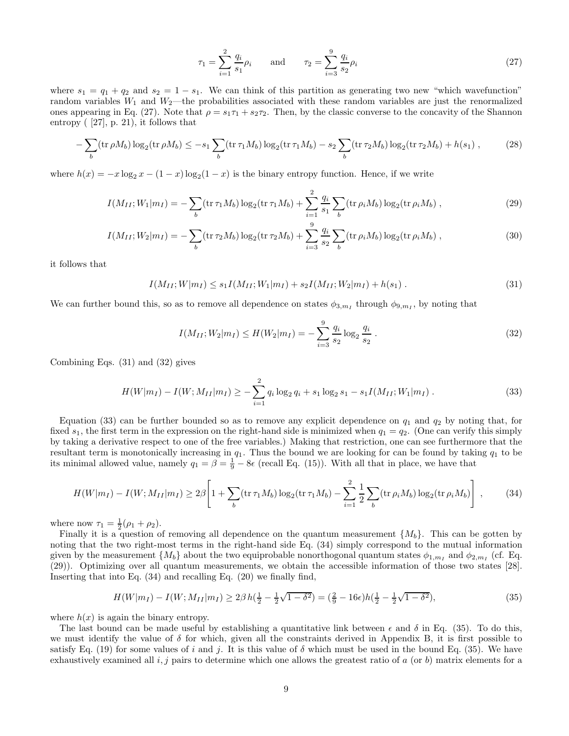$$\tau_1 = \sum_{i=1}^{2} \frac{q_i}{s_1} \rho_i \qquad \text{and} \qquad \tau_2 = \sum_{i=3}^{9} \frac{q_i}{s_2} \rho_i \tag{27}$$

where $s_1 = q_1 + q_2$ and $s_2 = 1 - s_1$. We can think of this partition as generating two new "which wavefunction" random variables $W_1$ and $W_2$—the probabilities associated with these random variables are just the renormalized ones appearing in Eq. (27). Note that $\rho = s_1 \tau_1 + s_2 \tau_2$. Then, by the classic converse to the concavity of the Shannon entropy ( [27], p. 21), it follows that

$$-\sum_b (\operatorname{tr} \rho M_b) \log_2(\operatorname{tr} \rho M_b) \le -s_1 \sum_b (\operatorname{tr} \tau_1 M_b) \log_2(\operatorname{tr} \tau_1 M_b) - s_2 \sum_b (\operatorname{tr} \tau_2 M_b) \log_2(\operatorname{tr} \tau_2 M_b) + h(s_1) \,, \tag{28}$$

where $h(x) = -x \log_2 x - (1-x)\log_2(1-x)$ is the binary entropy function. Hence, if we write

$$I(M_{II}; W_1 | m_I) = -\sum_b (\operatorname{tr} \tau_1 M_b) \log_2(\operatorname{tr} \tau_1 M_b) + \sum_{i=1}^{2} \frac{q_i}{s_1} \sum_b (\operatorname{tr} \rho_i M_b) \log_2(\operatorname{tr} \rho_i M_b) \,, \tag{29}$$

$$I(M_{II}; W_2 | m_I) = -\sum_b (\operatorname{tr} \tau_2 M_b) \log_2(\operatorname{tr} \tau_2 M_b) + \sum_{i=3}^{9} \frac{q_i}{s_2} \sum_b (\operatorname{tr} \rho_i M_b) \log_2(\operatorname{tr} \rho_i M_b) \,, \tag{30}$$

it follows that

$$I(M_{II}; W | m_I) \le s_1 I(M_{II}; W_1 | m_I) + s_2 I(M_{II}; W_2 | m_I) + h(s_1) \,. \tag{31}$$

We can further bound this, so as to remove all dependence on states $\phi_{3,m_I}$ through $\phi_{9,m_I}$, by noting that

$$I(M_{II}; W_2 | m_I) \le H(W_2 | m_I) = -\sum_{i=3}^{9} \frac{q_i}{s_2} \log_2 \frac{q_i}{s_2} \,. \tag{32}$$

Combining Eqs. (31) and (32) gives

$$H(W|m_I) - I(W; M_{II}|m_I) \ge -\sum_{i=1}^{2} q_i \log_2 q_i + s_1 \log_2 s_1 - s_1 I(M_{II}; W_1 | m_I) \,. \tag{33}$$

Equation (33) can be further bounded so as to remove any explicit dependence on $q_1$ and $q_2$ by noting that, for fixed $s_1$, the first term in the expression on the right-hand side is minimized when $q_1 = q_2$. (One can verify this simply by taking a derivative respect to one of the free variables.) Making that restriction, one can see furthermore that the resultant term is monotonically increasing in $q_1$. Thus the bound we are looking for can be found by taking $q_1$ to be its minimal allowed value, namely $q_1 = \beta = \frac{1}{9} - 8\epsilon$ (recall Eq. (15)). With all that in place, we have that

$$H(W|m_I) - I(W; M_{II}|m_I) \ge 2\beta \left[ 1 + \sum_b (\operatorname{tr} \tau_1 M_b) \log_2(\operatorname{tr} \tau_1 M_b) - \sum_{i=1}^{2} \frac{1}{2} \sum_b (\operatorname{tr} \rho_i M_b) \log_2(\operatorname{tr} \rho_i M_b) \right] \,, \tag{34}$$

where now $\tau_1 = \frac{1}{2}(\rho_1 + \rho_2)$.

Finally it is a question of removing all dependence on the quantum measurement $\{M_b\}$. This can be gotten by noting that the two right-most terms in the right-hand side Eq. (34) simply correspond to the mutual information given by the measurement $\{M_b\}$ about the two equiprobable nonorthogonal quantum states $\phi_{1,m_I}$ and $\phi_{2,m_I}$ (cf. Eq. (29)). Optimizing over all quantum measurements, we obtain the accessible information of those two states [28]. Inserting that into Eq. (34) and recalling Eq. (20) we finally find,

$$H(W|m_I) - I(W; M_{II}|m_I) \ge 2\beta\, h\!\left(\tfrac{1}{2} - \tfrac{1}{2}\sqrt{1-\delta^2}\right) = \left(\tfrac{2}{9} - 16\epsilon\right) h\!\left(\tfrac{1}{2} - \tfrac{1}{2}\sqrt{1-\delta^2}\right), \tag{35}$$

where $h(x)$ is again the binary entropy.

The last bound can be made useful by establishing a quantitative link between $\epsilon$ and $\delta$ in Eq. (35). To do this, we must identify the value of $\delta$ for which, given all the constraints derived in Appendix B, it is first possible to satisfy Eq. (19) for some values of $i$ and $j$. It is this value of $\delta$ which must be used in the bound Eq. (35). We have exhaustively examined all $i, j$ pairs to determine which one allows the greatest ratio of $a$ (or $b$) matrix elements for a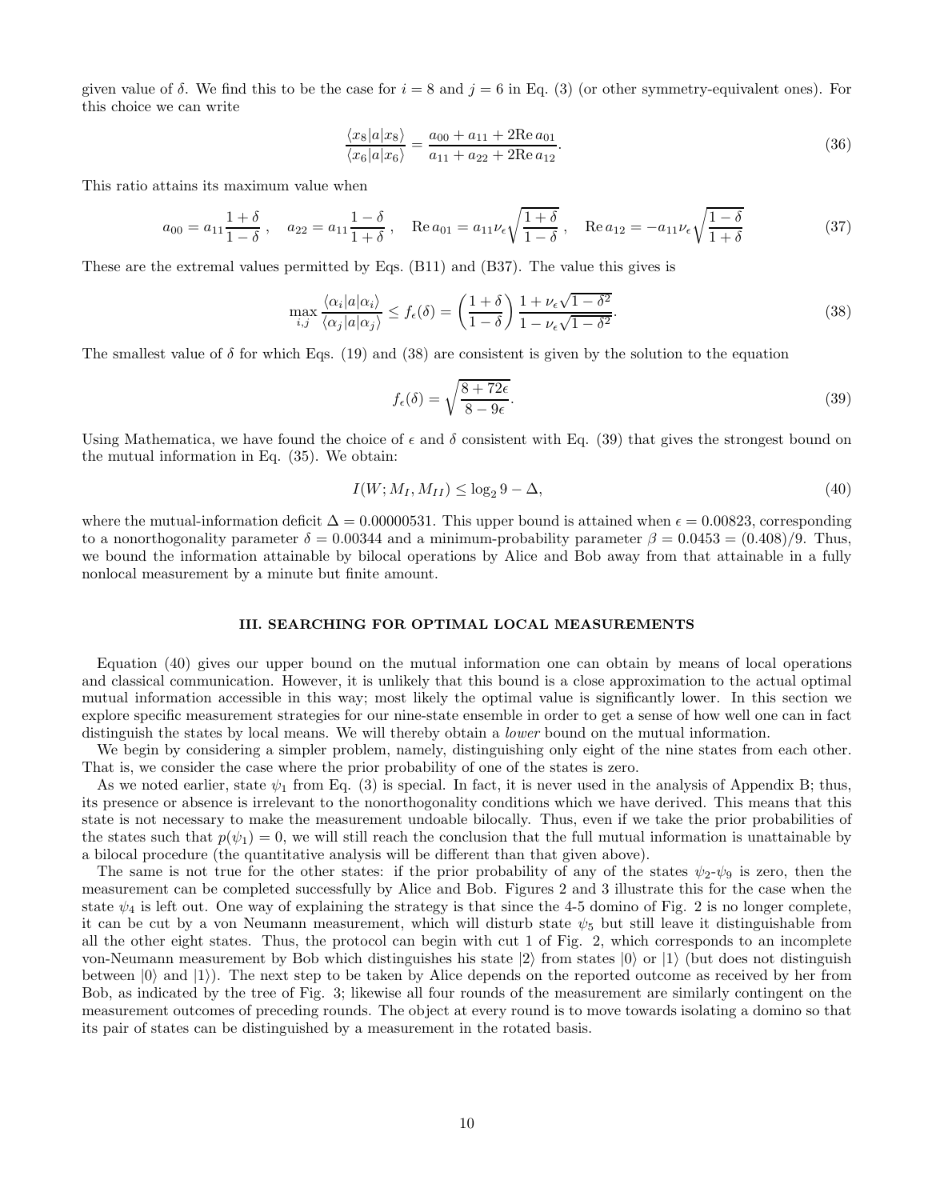given value of $\delta$. We find this to be the case for $i = 8$ and $j = 6$ in Eq. (3) (or other symmetry-equivalent ones). For this choice we can write

$$\frac{\langle x_8|a|x_8\rangle}{\langle x_6|a|x_6\rangle} = \frac{a_{00} + a_{11} + 2\mathrm{Re}\, a_{01}}{a_{11} + a_{22} + 2\mathrm{Re}\, a_{12}}. \tag{36}$$

This ratio attains its maximum value when

$$a_{00} = a_{11}\frac{1+\delta}{1-\delta}\,, \quad a_{22} = a_{11}\frac{1-\delta}{1+\delta}\,, \quad \mathrm{Re}\, a_{01} = a_{11}\nu_\epsilon\sqrt{\frac{1+\delta}{1-\delta}}\,, \quad \mathrm{Re}\, a_{12} = -a_{11}\nu_\epsilon\sqrt{\frac{1-\delta}{1+\delta}} \tag{37}$$

These are the extremal values permitted by Eqs. (B11) and (B37). The value this gives is

$$\max_{i,j} \frac{\langle \alpha_i|a|\alpha_i\rangle}{\langle \alpha_j|a|\alpha_j\rangle} \le f_\epsilon(\delta) = \left(\frac{1+\delta}{1-\delta}\right)\frac{1+\nu_\epsilon\sqrt{1-\delta^2}}{1-\nu_\epsilon\sqrt{1-\delta^2}}. \tag{38}$$

The smallest value of $\delta$ for which Eqs. (19) and (38) are consistent is given by the solution to the equation

$$f_\epsilon(\delta) = \sqrt{\frac{8+72\epsilon}{8-9\epsilon}}. \tag{39}$$

Using Mathematica, we have found the choice of $\epsilon$ and $\delta$ consistent with Eq. (39) that gives the strongest bound on the mutual information in Eq. (35). We obtain:

$$I(W; M_I, M_{II}) \le \log_2 9 - \Delta, \tag{40}$$

where the mutual-information deficit $\Delta = 0.00000531$. This upper bound is attained when $\epsilon = 0.00823$, corresponding to a nonorthogonality parameter $\delta = 0.00344$ and a minimum-probability parameter $\beta = 0.0453 = (0.408)/9$. Thus, we bound the information attainable by bilocal operations by Alice and Bob away from that attainable in a fully nonlocal measurement by a minute but finite amount.

## III. SEARCHING FOR OPTIMAL LOCAL MEASUREMENTS

Equation (40) gives our upper bound on the mutual information one can obtain by means of local operations and classical communication. However, it is unlikely that this bound is a close approximation to the actual optimal mutual information accessible in this way; most likely the optimal value is significantly lower. In this section we explore specific measurement strategies for our nine-state ensemble in order to get a sense of how well one can in fact distinguish the states by local means. We will thereby obtain a *lower* bound on the mutual information.

We begin by considering a simpler problem, namely, distinguishing only eight of the nine states from each other. That is, we consider the case where the prior probability of one of the states is zero.

As we noted earlier, state $\psi_1$ from Eq. (3) is special. In fact, it is never used in the analysis of Appendix B; thus, its presence or absence is irrelevant to the nonorthogonality conditions which we have derived. This means that this state is not necessary to make the measurement undoable bilocally. Thus, even if we take the prior probabilities of the states such that $p(\psi_1) = 0$, we will still reach the conclusion that the full mutual information is unattainable by a bilocal procedure (the quantitative analysis will be different than that given above).

The same is not true for the other states: if the prior probability of any of the states $\psi_2$-$\psi_9$ is zero, then the measurement can be completed successfully by Alice and Bob. Figures 2 and 3 illustrate this for the case when the state $\psi_4$ is left out. One way of explaining the strategy is that since the 4-5 domino of Fig. 2 is no longer complete, it can be cut by a von Neumann measurement, which will disturb state $\psi_5$ but still leave it distinguishable from all the other eight states. Thus, the protocol can begin with cut 1 of Fig. 2, which corresponds to an incomplete von-Neumann measurement by Bob which distinguishes his state $|2\rangle$ from states $|0\rangle$ or $|1\rangle$ (but does not distinguish between $|0\rangle$ and $|1\rangle$). The next step to be taken by Alice depends on the reported outcome as received by her from Bob, as indicated by the tree of Fig. 3; likewise all four rounds of the measurement are similarly contingent on the measurement outcomes of preceding rounds. The object at every round is to move towards isolating a domino so that its pair of states can be distinguished by a measurement in the rotated basis.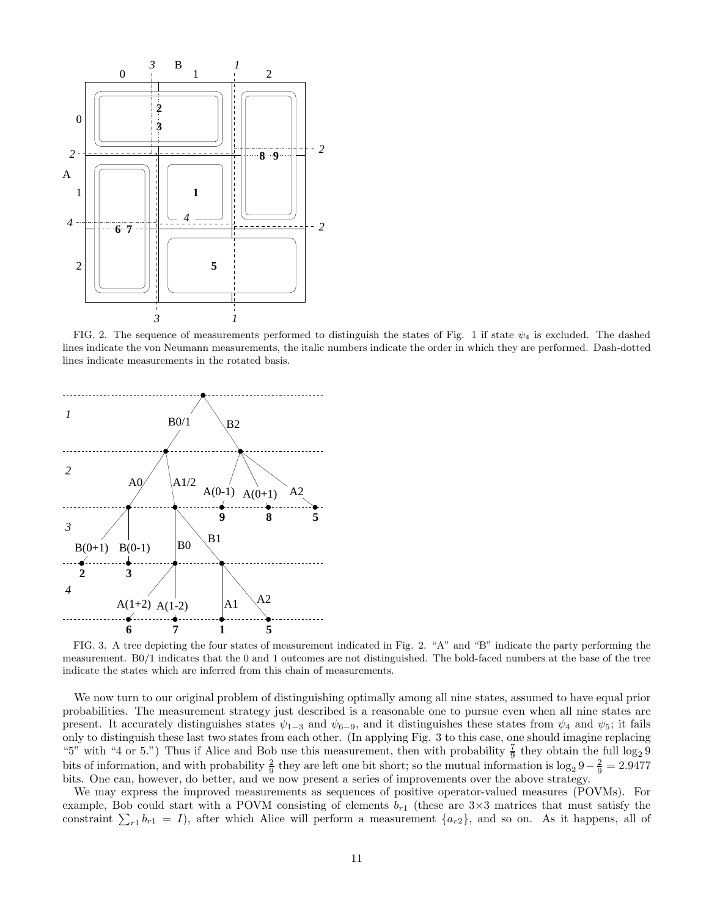FIG. 2. The sequence of measurements performed to distinguish the states of Fig. 1 if state $\psi_4$ is excluded. The dashed lines indicate the von Neumann measurements, the italic numbers indicate the order in which they are performed. Dash-dotted lines indicate measurements in the rotated basis.

FIG. 3. A tree depicting the four states of measurement indicated in Fig. 2. "A" and "B" indicate the party performing the measurement. B0/1 indicates that the 0 and 1 outcomes are not distinguished. The bold-faced numbers at the base of the tree indicate the states which are inferred from this chain of measurements.

We now turn to our original problem of distinguishing optimally among all nine states, assumed to have equal prior probabilities. The measurement strategy just described is a reasonable one to pursue even when all nine states are present. It accurately distinguishes states $\psi_{1-3}$ and $\psi_{6-9}$, and it distinguishes these states from $\psi_4$ and $\psi_5$; it fails only to distinguish these last two states from each other. (In applying Fig. 3 to this case, one should imagine replacing "5" with "4 or 5.") Thus if Alice and Bob use this measurement, then with probability $\frac{7}{9}$ they obtain the full $\log_2 9$ bits of information, and with probability $\frac{2}{9}$ they are left one bit short; so the mutual information is $\log_2 9 - \frac{2}{9} = 2.9477$ bits. One can, however, do better, and we now present a series of improvements over the above strategy.

We may express the improved measurements as sequences of positive operator-valued measures (POVMs). For example, Bob could start with a POVM consisting of elements $b_{r1}$ (these are $3{\times}3$ matrices that must satisfy the constraint $\sum_{r1} b_{r1} = I$), after which Alice will perform a measurement $\{a_{r2}\}$, and so on. As it happens, all of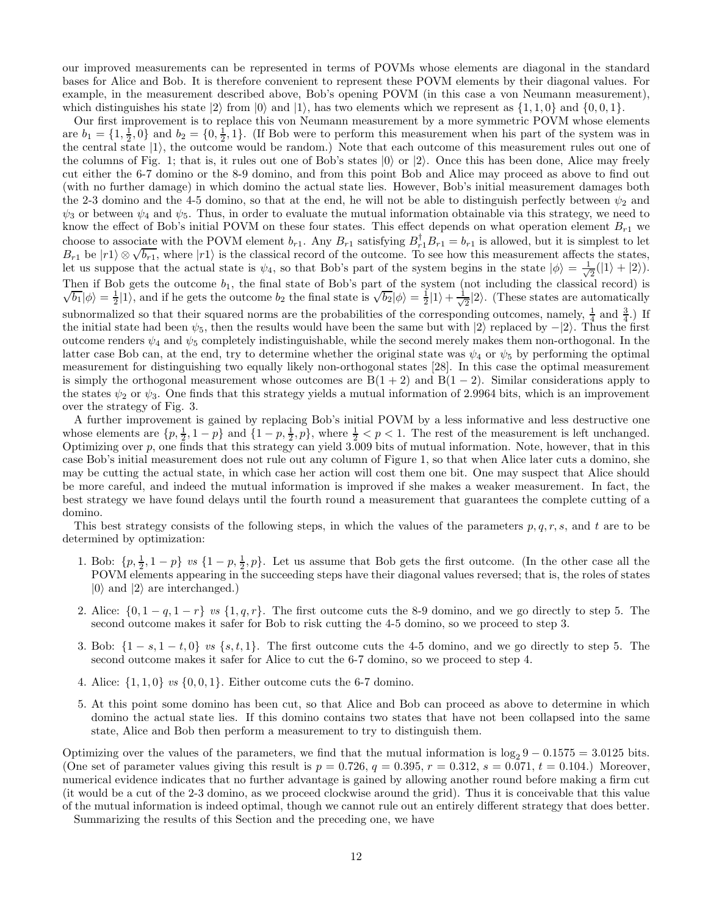our improved measurements can be represented in terms of POVMs whose elements are diagonal in the standard bases for Alice and Bob. It is therefore convenient to represent these POVM elements by their diagonal values. For example, in the measurement described above, Bob's opening POVM (in this case a von Neumann measurement), which distinguishes his state $|2\rangle$ from $|0\rangle$ and $|1\rangle$, has two elements which we represent as $\{1, 1, 0\}$ and $\{0, 0, 1\}$.

Our first improvement is to replace this von Neumann measurement by a more symmetric POVM whose elements are $b_1 = \{1, \frac{1}{2}, 0\}$ and $b_2 = \{0, \frac{1}{2}, 1\}$. (If Bob were to perform this measurement when his part of the system was in the central state $|1\rangle$, the outcome would be random.) Note that each outcome of this measurement rules out one of the columns of Fig. 1; that is, it rules out one of Bob's states $|0\rangle$ or $|2\rangle$. Once this has been done, Alice may freely cut either the 6-7 domino or the 8-9 domino, and from this point Bob and Alice may proceed as above to find out (with no further damage) in which domino the actual state lies. However, Bob's initial measurement damages both the 2-3 domino and the 4-5 domino, so that at the end, he will not be able to distinguish perfectly between $\psi_2$ and $\psi_3$ or between $\psi_4$ and $\psi_5$. Thus, in order to evaluate the mutual information obtainable via this strategy, we need to know the effect of Bob's initial POVM on these four states. This effect depends on what operation element $B_{r1}$ we choose to associate with the POVM element $b_{r1}$. Any $B_{r1}$ satisfying $B_{r1}^\dagger B_{r1} = b_{r1}$ is allowed, but it is simplest to let $B_{r1}$ be $|r1\rangle \otimes \sqrt{b_{r1}}$, where $|r1\rangle$ is the classical record of the outcome. To see how this measurement affects the states, let us suppose that the actual state is $\psi_4$, so that Bob's part of the system begins in the state $|\phi\rangle = \frac{1}{\sqrt{2}}(|1\rangle + |2\rangle)$. Then if Bob gets the outcome $b_1$, the final state of Bob's part of the system (not including the classical record) is $\sqrt{b_1}|\phi\rangle = \frac{1}{2}|1\rangle$, and if he gets the outcome $b_2$ the final state is $\sqrt{b_2}|\phi\rangle = \frac{1}{2}|1\rangle + \frac{1}{\sqrt{2}}|2\rangle$. (These states are automatically subnormalized so that their squared norms are the probabilities of the corresponding outcomes, namely, $\frac{1}{4}$ and $\frac{3}{4}$.) If the initial state had been $\psi_5$, then the results would have been the same but with $|2\rangle$ replaced by $-|2\rangle$. Thus the first outcome renders $\psi_4$ and $\psi_5$ completely indistinguishable, while the second merely makes them non-orthogonal. In the latter case Bob can, at the end, try to determine whether the original state was $\psi_4$ or $\psi_5$ by performing the optimal measurement for distinguishing two equally likely non-orthogonal states [28]. In this case the optimal measurement is simply the orthogonal measurement whose outcomes are $\mathrm{B}(1+2)$ and $\mathrm{B}(1-2)$. Similar considerations apply to the states $\psi_2$ or $\psi_3$. One finds that this strategy yields a mutual information of 2.9964 bits, which is an improvement over the strategy of Fig. 3.

A further improvement is gained by replacing Bob's initial POVM by a less informative and less destructive one whose elements are $\{p, \frac{1}{2}, 1-p\}$ and $\{1-p, \frac{1}{2}, p\}$, where $\frac{1}{2} < p < 1$. The rest of the measurement is left unchanged. Optimizing over $p$, one finds that this strategy can yield 3.009 bits of mutual information. Note, however, that in this case Bob's initial measurement does not rule out any column of Figure 1, so that when Alice later cuts a domino, she may be cutting the actual state, in which case her action will cost them one bit. One may suspect that Alice should be more careful, and indeed the mutual information is improved if she makes a weaker measurement. In fact, the best strategy we have found delays until the fourth round a measurement that guarantees the complete cutting of a domino.

This best strategy consists of the following steps, in which the values of the parameters $p, q, r, s$, and $t$ are to be determined by optimization:

1. Bob: $\{p, \frac{1}{2}, 1-p\}$ *vs* $\{1-p, \frac{1}{2}, p\}$. Let us assume that Bob gets the first outcome. (In the other case all the POVM elements appearing in the succeeding steps have their diagonal values reversed; that is, the roles of states $|0\rangle$ and $|2\rangle$ are interchanged.)
2. Alice: $\{0, 1-q, 1-r\}$ *vs* $\{1, q, r\}$. The first outcome cuts the 8-9 domino, and we go directly to step 5. The second outcome makes it safer for Bob to risk cutting the 4-5 domino, so we proceed to step 3.
3. Bob: $\{1-s, 1-t, 0\}$ *vs* $\{s, t, 1\}$. The first outcome cuts the 4-5 domino, and we go directly to step 5. The second outcome makes it safer for Alice to cut the 6-7 domino, so we proceed to step 4.
4. Alice: $\{1, 1, 0\}$ *vs* $\{0, 0, 1\}$. Either outcome cuts the 6-7 domino.
5. At this point some domino has been cut, so that Alice and Bob can proceed as above to determine in which domino the actual state lies. If this domino contains two states that have not been collapsed into the same state, Alice and Bob then perform a measurement to try to distinguish them.

Optimizing over the values of the parameters, we find that the mutual information is $\log_2 9 - 0.1575 = 3.0125$ bits. (One set of parameter values giving this result is $p = 0.726$, $q = 0.395$, $r = 0.312$, $s = 0.071$, $t = 0.104$.) Moreover, numerical evidence indicates that no further advantage is gained by allowing another round before making a firm cut (it would be a cut of the 2-3 domino, as we proceed clockwise around the grid). Thus it is conceivable that this value of the mutual information is indeed optimal, though we cannot rule out an entirely different strategy that does better.

Summarizing the results of this Section and the preceding one, we have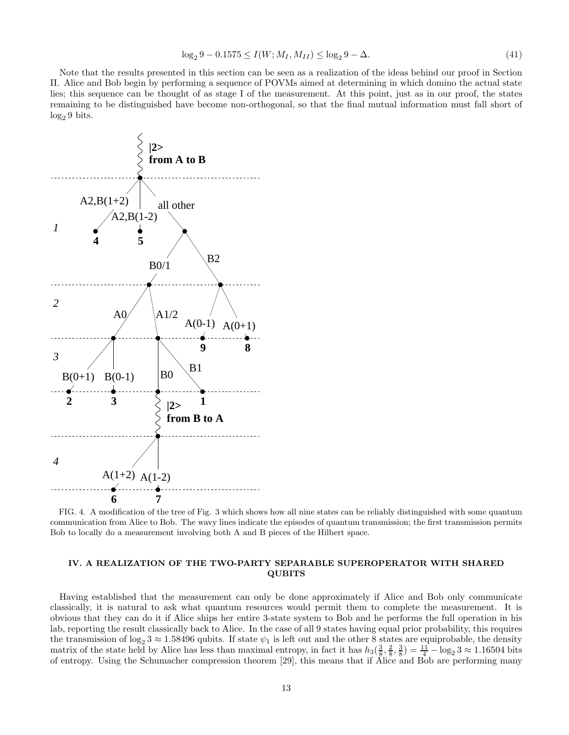$$\log_2 9 - 0.1575 \leq I(W; M_I, M_{II}) \leq \log_2 9 - \Delta. \tag{41}$$

Note that the results presented in this section can be seen as a realization of the ideas behind our proof in Section II. Alice and Bob begin by performing a sequence of POVMs aimed at determining in which domino the actual state lies; this sequence can be thought of as stage I of the measurement. At this point, just as in our proof, the states remaining to be distinguished have become non-orthogonal, so that the final mutual information must fall short of $\log_2 9$ bits.

FIG. 4. A modification of the tree of Fig. 3 which shows how all nine states can be reliably distinguished with some quantum communication from Alice to Bob. The wavy lines indicate the episodes of quantum transmission; the first transmission permits Bob to locally do a measurement involving both A and B pieces of the Hilbert space.

## IV. A REALIZATION OF THE TWO-PARTY SEPARABLE SUPEROPERATOR WITH SHARED QUBITS

Having established that the measurement can only be done approximately if Alice and Bob only communicate classically, it is natural to ask what quantum resources would permit them to complete the measurement. It is obvious that they can do it if Alice ships her entire 3-state system to Bob and he performs the full operation in his lab, reporting the result classically back to Alice. In the case of all 9 states having equal prior probability, this requires the transmission of $\log_2 3 \approx 1.58496$ qubits. If state $\psi_1$ is left out and the other 8 states are equiprobable, the density matrix of the state held by Alice has less than maximal entropy, in fact it has $h_3(\frac{3}{8}, \frac{2}{8}, \frac{3}{8}) = \frac{11}{4} - \log_2 3 \approx 1.16504$ bits of entropy. Using the Schumacher compression theorem [29], this means that if Alice and Bob are performing many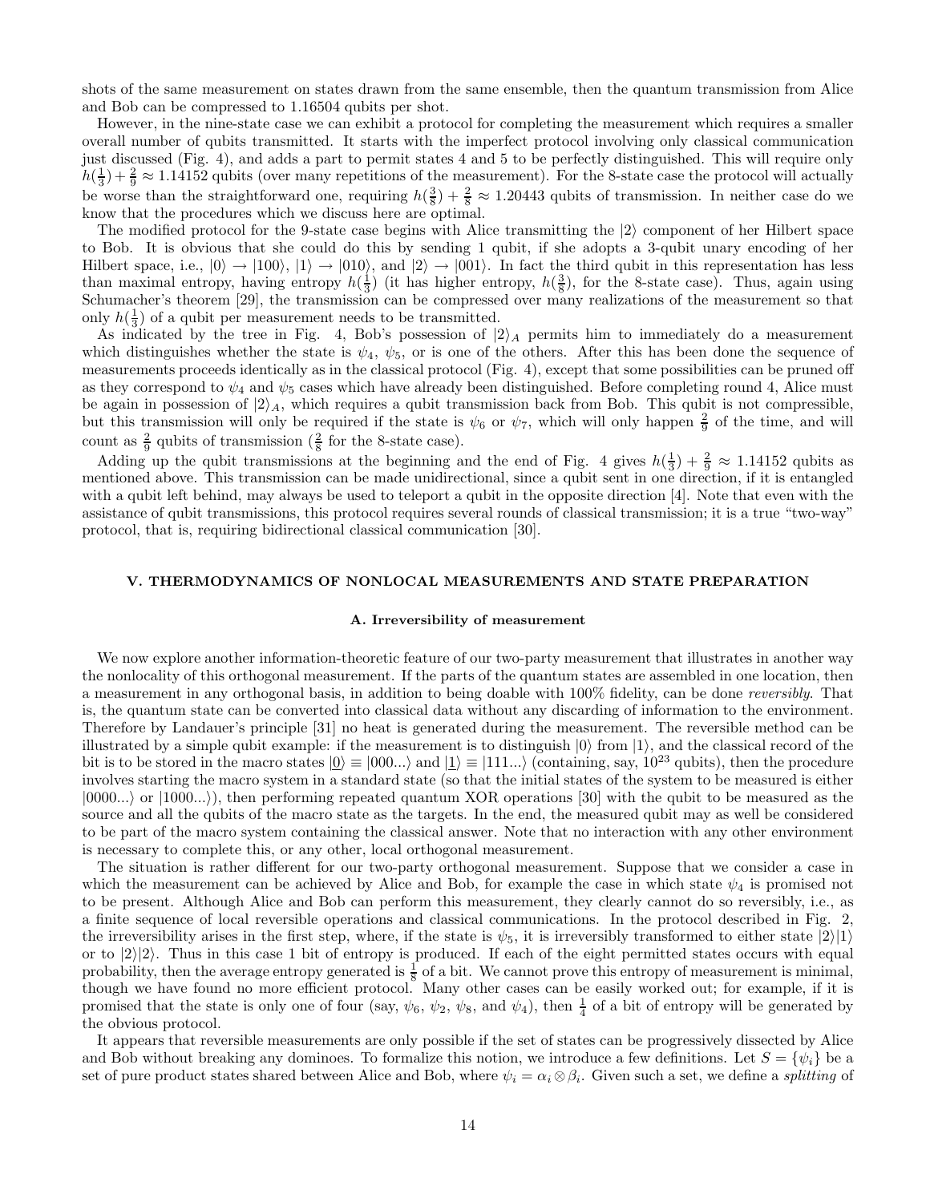shots of the same measurement on states drawn from the same ensemble, then the quantum transmission from Alice and Bob can be compressed to 1.16504 qubits per shot.

However, in the nine-state case we can exhibit a protocol for completing the measurement which requires a smaller overall number of qubits transmitted. It starts with the imperfect protocol involving only classical communication just discussed (Fig. 4), and adds a part to permit states 4 and 5 to be perfectly distinguished. This will require only $h(\frac{1}{3})+\frac{2}{9}\approx 1.14152$ qubits (over many repetitions of the measurement). For the 8-state case the protocol will actually be worse than the straightforward one, requiring $h(\frac{3}{8})+\frac{2}{8}\approx 1.20443$ qubits of transmission. In neither case do we know that the procedures which we discuss here are optimal.

The modified protocol for the 9-state case begins with Alice transmitting the $|2\rangle$ component of her Hilbert space to Bob. It is obvious that she could do this by sending 1 qubit, if she adopts a 3-qubit unary encoding of her Hilbert space, i.e., $|0\rangle\rightarrow|100\rangle$, $|1\rangle\rightarrow|010\rangle$, and $|2\rangle\rightarrow|001\rangle$. In fact the third qubit in this representation has less than maximal entropy, having entropy $h(\frac{1}{3})$ (it has higher entropy, $h(\frac{3}{8})$, for the 8-state case). Thus, again using Schumacher's theorem [29], the transmission can be compressed over many realizations of the measurement so that only $h(\frac{1}{3})$ of a qubit per measurement needs to be transmitted.

As indicated by the tree in Fig. 4, Bob's possession of $|2\rangle_A$ permits him to immediately do a measurement which distinguishes whether the state is $\psi_4$, $\psi_5$, or is one of the others. After this has been done the sequence of measurements proceeds identically as in the classical protocol (Fig. 4), except that some possibilities can be pruned off as they correspond to $\psi_4$ and $\psi_5$ cases which have already been distinguished. Before completing round 4, Alice must be again in possession of $|2\rangle_A$, which requires a qubit transmission back from Bob. This qubit is not compressible, but this transmission will only be required if the state is $\psi_6$ or $\psi_7$, which will only happen $\frac{2}{9}$ of the time, and will count as $\frac{2}{9}$ qubits of transmission ($\frac{2}{8}$ for the 8-state case).

Adding up the qubit transmissions at the beginning and the end of Fig. 4 gives $h(\frac{1}{3})+\frac{2}{9}\approx 1.14152$ qubits as mentioned above. This transmission can be made unidirectional, since a qubit sent in one direction, if it is entangled with a qubit left behind, may always be used to teleport a qubit in the opposite direction [4]. Note that even with the assistance of qubit transmissions, this protocol requires several rounds of classical transmission; it is a true "two-way" protocol, that is, requiring bidirectional classical communication [30].

## V. THERMODYNAMICS OF NONLOCAL MEASUREMENTS AND STATE PREPARATION

### A. Irreversibility of measurement

We now explore another information-theoretic feature of our two-party measurement that illustrates in another way the nonlocality of this orthogonal measurement. If the parts of the quantum states are assembled in one location, then a measurement in any orthogonal basis, in addition to being doable with 100% fidelity, can be done *reversibly*. That is, the quantum state can be converted into classical data without any discarding of information to the environment. Therefore by Landauer's principle [31] no heat is generated during the measurement. The reversible method can be illustrated by a simple qubit example: if the measurement is to distinguish $|0\rangle$ from $|1\rangle$, and the classical record of the bit is to be stored in the macro states $|\underline{0}\rangle\equiv|000...\rangle$ and $|\underline{1}\rangle\equiv|111...\rangle$ (containing, say, $10^{23}$ qubits), then the procedure involves starting the macro system in a standard state (so that the initial states of the system to be measured is either $|0000...\rangle$ or $|1000...\rangle$), then performing repeated quantum XOR operations [30] with the qubit to be measured as the source and all the qubits of the macro state as the targets. In the end, the measured qubit may as well be considered to be part of the macro system containing the classical answer. Note that no interaction with any other environment is necessary to complete this, or any other, local orthogonal measurement.

The situation is rather different for our two-party orthogonal measurement. Suppose that we consider a case in which the measurement can be achieved by Alice and Bob, for example the case in which state $\psi_4$ is promised not to be present. Although Alice and Bob can perform this measurement, they clearly cannot do so reversibly, i.e., as a finite sequence of local reversible operations and classical communications. In the protocol described in Fig. 2, the irreversibility arises in the first step, where, if the state is $\psi_5$, it is irreversibly transformed to either state $|2\rangle|1\rangle$ or to $|2\rangle|2\rangle$. Thus in this case 1 bit of entropy is produced. If each of the eight permitted states occurs with equal probability, then the average entropy generated is $\frac{1}{8}$ of a bit. We cannot prove this entropy of measurement is minimal, though we have found no more efficient protocol. Many other cases can be easily worked out; for example, if it is promised that the state is only one of four (say, $\psi_6$, $\psi_2$, $\psi_8$, and $\psi_4$), then $\frac{1}{4}$ of a bit of entropy will be generated by the obvious protocol.

It appears that reversible measurements are only possible if the set of states can be progressively dissected by Alice and Bob without breaking any dominoes. To formalize this notion, we introduce a few definitions. Let $S=\{\psi_i\}$ be a set of pure product states shared between Alice and Bob, where $\psi_i=\alpha_i\otimes\beta_i$. Given such a set, we define a *splitting* of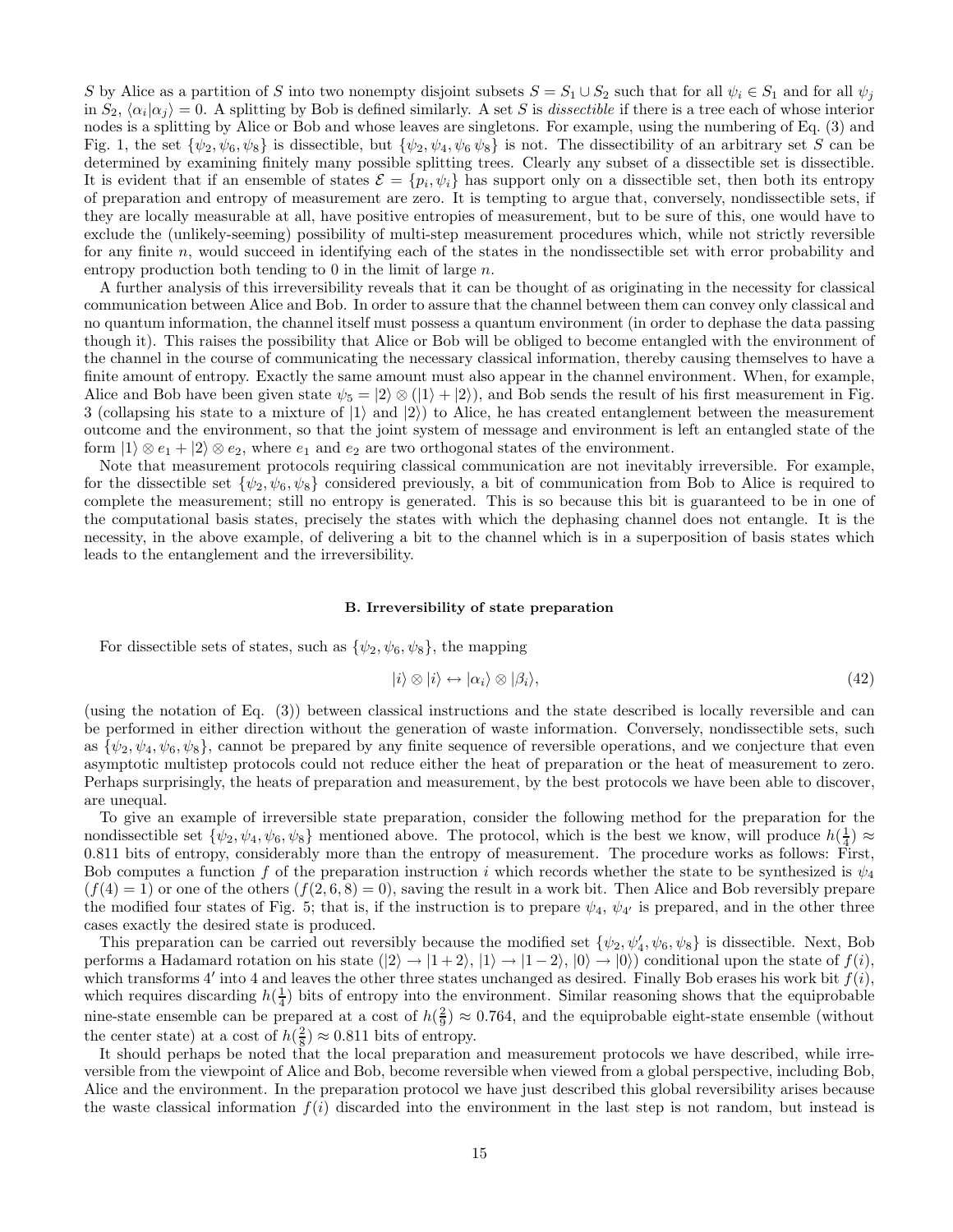$S$ by Alice as a partition of $S$ into two nonempty disjoint subsets $S = S_1 \cup S_2$ such that for all $\psi_i \in S_1$ and for all $\psi_j$ in $S_2$, $\langle \alpha_i | \alpha_j \rangle = 0$. A splitting by Bob is defined similarly. A set $S$ is *dissectible* if there is a tree each of whose interior nodes is a splitting by Alice or Bob and whose leaves are singletons. For example, using the numbering of Eq. (3) and Fig. 1, the set $\{\psi_2, \psi_6, \psi_8\}$ is dissectible, but $\{\psi_2, \psi_4, \psi_6\, \psi_8\}$ is not. The dissectibility of an arbitrary set $S$ can be determined by examining finitely many possible splitting trees. Clearly any subset of a dissectible set is dissectible. It is evident that if an ensemble of states $\mathcal{E} = \{p_i, \psi_i\}$ has support only on a dissectible set, then both its entropy of preparation and entropy of measurement are zero. It is tempting to argue that, conversely, nondissectible sets, if they are locally measurable at all, have positive entropies of measurement, but to be sure of this, one would have to exclude the (unlikely-seeming) possibility of multi-step measurement procedures which, while not strictly reversible for any finite $n$, would succeed in identifying each of the states in the nondissectible set with error probability and entropy production both tending to 0 in the limit of large $n$.

A further analysis of this irreversibility reveals that it can be thought of as originating in the necessity for classical communication between Alice and Bob. In order to assure that the channel between them can convey only classical and no quantum information, the channel itself must possess a quantum environment (in order to dephase the data passing though it). This raises the possibility that Alice or Bob will be obliged to become entangled with the environment of the channel in the course of communicating the necessary classical information, thereby causing themselves to have a finite amount of entropy. Exactly the same amount must also appear in the channel environment. When, for example, Alice and Bob have been given state $\psi_5 = |2\rangle \otimes (|1\rangle + |2\rangle)$, and Bob sends the result of his first measurement in Fig. 3 (collapsing his state to a mixture of $|1\rangle$ and $|2\rangle$) to Alice, he has created entanglement between the measurement outcome and the environment, so that the joint system of message and environment is left an entangled state of the form $|1\rangle \otimes e_1 + |2\rangle \otimes e_2$, where $e_1$ and $e_2$ are two orthogonal states of the environment.

Note that measurement protocols requiring classical communication are not inevitably irreversible. For example, for the dissectible set $\{\psi_2, \psi_6, \psi_8\}$ considered previously, a bit of communication from Bob to Alice is required to complete the measurement; still no entropy is generated. This is so because this bit is guaranteed to be in one of the computational basis states, precisely the states with which the dephasing channel does not entangle. It is the necessity, in the above example, of delivering a bit to the channel which is in a superposition of basis states which leads to the entanglement and the irreversibility.

### B. Irreversibility of state preparation

For dissectible sets of states, such as $\{\psi_2, \psi_6, \psi_8\}$, the mapping

$$|i\rangle \otimes |i\rangle \leftrightarrow |\alpha_i\rangle \otimes |\beta_i\rangle, \tag{42}$$

(using the notation of Eq. (3)) between classical instructions and the state described is locally reversible and can be performed in either direction without the generation of waste information. Conversely, nondissectible sets, such as $\{\psi_2, \psi_4, \psi_6, \psi_8\}$, cannot be prepared by any finite sequence of reversible operations, and we conjecture that even asymptotic multistep protocols could not reduce either the heat of preparation or the heat of measurement to zero. Perhaps surprisingly, the heats of preparation and measurement, by the best protocols we have been able to discover, are unequal.

To give an example of irreversible state preparation, consider the following method for the preparation for the nondissectible set $\{\psi_2, \psi_4, \psi_6, \psi_8\}$ mentioned above. The protocol, which is the best we know, will produce $h(\frac{1}{4}) \approx 0.811$ bits of entropy, considerably more than the entropy of measurement. The procedure works as follows: First, Bob computes a function $f$ of the preparation instruction $i$ which records whether the state to be synthesized is $\psi_4$ ($f(4) = 1$) or one of the others ($f(2, 6, 8) = 0$), saving the result in a work bit. Then Alice and Bob reversibly prepare the modified four states of Fig. 5; that is, if the instruction is to prepare $\psi_4$, $\psi_{4'}$ is prepared, and in the other three cases exactly the desired state is produced.

This preparation can be carried out reversibly because the modified set $\{\psi_2, \psi_4', \psi_6, \psi_8\}$ is dissectible. Next, Bob performs a Hadamard rotation on his state ($|2\rangle \to |1 + 2\rangle$, $|1\rangle \to |1 - 2\rangle$, $|0\rangle \to |0\rangle$) conditional upon the state of $f(i)$, which transforms $4'$ into 4 and leaves the other three states unchanged as desired. Finally Bob erases his work bit $f(i)$, which requires discarding $h(\frac{1}{4})$ bits of entropy into the environment. Similar reasoning shows that the equiprobable nine-state ensemble can be prepared at a cost of $h(\frac{2}{9}) \approx 0.764$, and the equiprobable eight-state ensemble (without the center state) at a cost of $h(\frac{2}{8}) \approx 0.811$ bits of entropy.

It should perhaps be noted that the local preparation and measurement protocols we have described, while irreversible from the viewpoint of Alice and Bob, become reversible when viewed from a global perspective, including Bob, Alice and the environment. In the preparation protocol we have just described this global reversibility arises because the waste classical information $f(i)$ discarded into the environment in the last step is not random, but instead is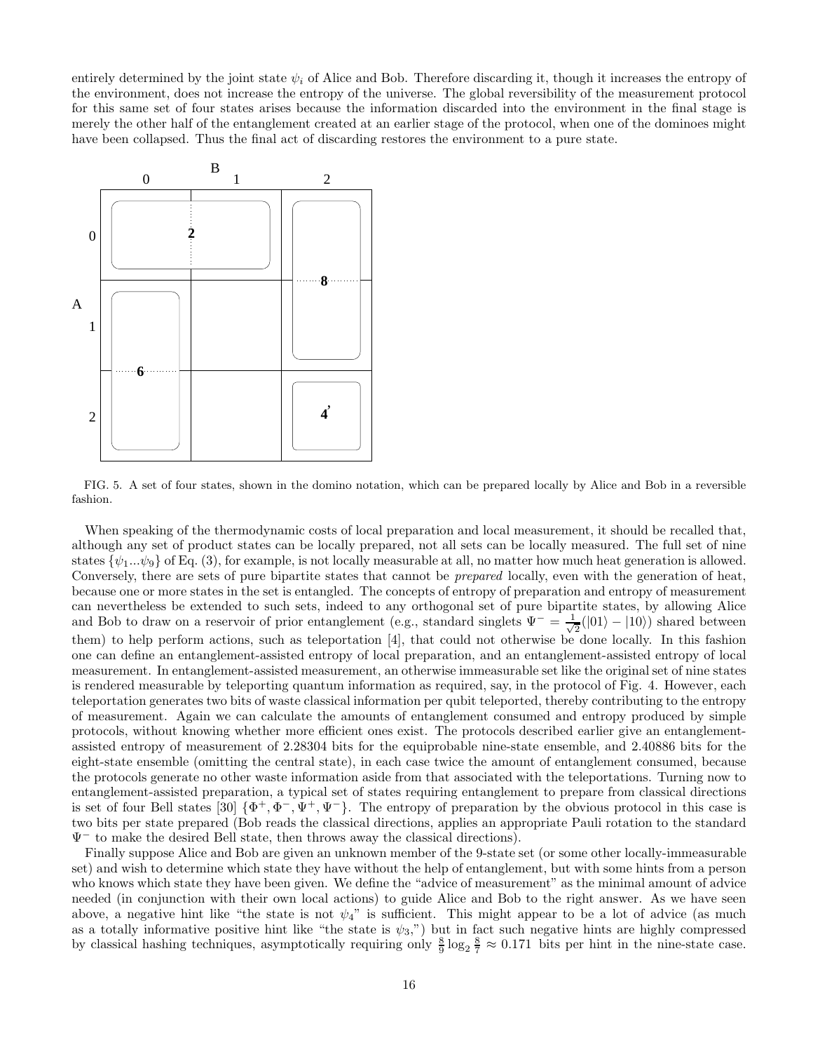entirely determined by the joint state $\psi_i$ of Alice and Bob. Therefore discarding it, though it increases the entropy of the environment, does not increase the entropy of the universe. The global reversibility of the measurement protocol for this same set of four states arises because the information discarded into the environment in the final stage is merely the other half of the entanglement created at an earlier stage of the protocol, when one of the dominoes might have been collapsed. Thus the final act of discarding restores the environment to a pure state.

FIG. 5. A set of four states, shown in the domino notation, which can be prepared locally by Alice and Bob in a reversible fashion.

When speaking of the thermodynamic costs of local preparation and local measurement, it should be recalled that, although any set of product states can be locally prepared, not all sets can be locally measured. The full set of nine states $\{\psi_1 ... \psi_9\}$ of Eq. (3), for example, is not locally measurable at all, no matter how much heat generation is allowed. Conversely, there are sets of pure bipartite states that cannot be *prepared* locally, even with the generation of heat, because one or more states in the set is entangled. The concepts of entropy of preparation and entropy of measurement can nevertheless be extended to such sets, indeed to any orthogonal set of pure bipartite states, by allowing Alice and Bob to draw on a reservoir of prior entanglement (e.g., standard singlets $\Psi^- = \frac{1}{\sqrt{2}}(|01\rangle - |10\rangle)$ shared between them) to help perform actions, such as teleportation [4], that could not otherwise be done locally. In this fashion one can define an entanglement-assisted entropy of local preparation, and an entanglement-assisted entropy of local measurement. In entanglement-assisted measurement, an otherwise immeasurable set like the original set of nine states is rendered measurable by teleporting quantum information as required, say, in the protocol of Fig. 4. However, each teleportation generates two bits of waste classical information per qubit teleported, thereby contributing to the entropy of measurement. Again we can calculate the amounts of entanglement consumed and entropy produced by simple protocols, without knowing whether more efficient ones exist. The protocols described earlier give an entanglement-assisted entropy of measurement of 2.28304 bits for the equiprobable nine-state ensemble, and 2.40886 bits for the eight-state ensemble (omitting the central state), in each case twice the amount of entanglement consumed, because the protocols generate no other waste information aside from that associated with the teleportations. Turning now to entanglement-assisted preparation, a typical set of states requiring entanglement to prepare from classical directions is set of four Bell states [30] $\{\Phi^+, \Phi^-, \Psi^+, \Psi^-\}$. The entropy of preparation by the obvious protocol in this case is two bits per state prepared (Bob reads the classical directions, applies an appropriate Pauli rotation to the standard $\Psi^-$ to make the desired Bell state, then throws away the classical directions).

Finally suppose Alice and Bob are given an unknown member of the 9-state set (or some other locally-immeasurable set) and wish to determine which state they have without the help of entanglement, but with some hints from a person who knows which state they have been given. We define the "advice of measurement" as the minimal amount of advice needed (in conjunction with their own local actions) to guide Alice and Bob to the right answer. As we have seen above, a negative hint like "the state is not $\psi_4$" is sufficient. This might appear to be a lot of advice (as much as a totally informative positive hint like "the state is $\psi_3$,") but in fact such negative hints are highly compressed by classical hashing techniques, asymptotically requiring only $\frac{8}{9}\log_2\frac{8}{7} \approx 0.171$ bits per hint in the nine-state case.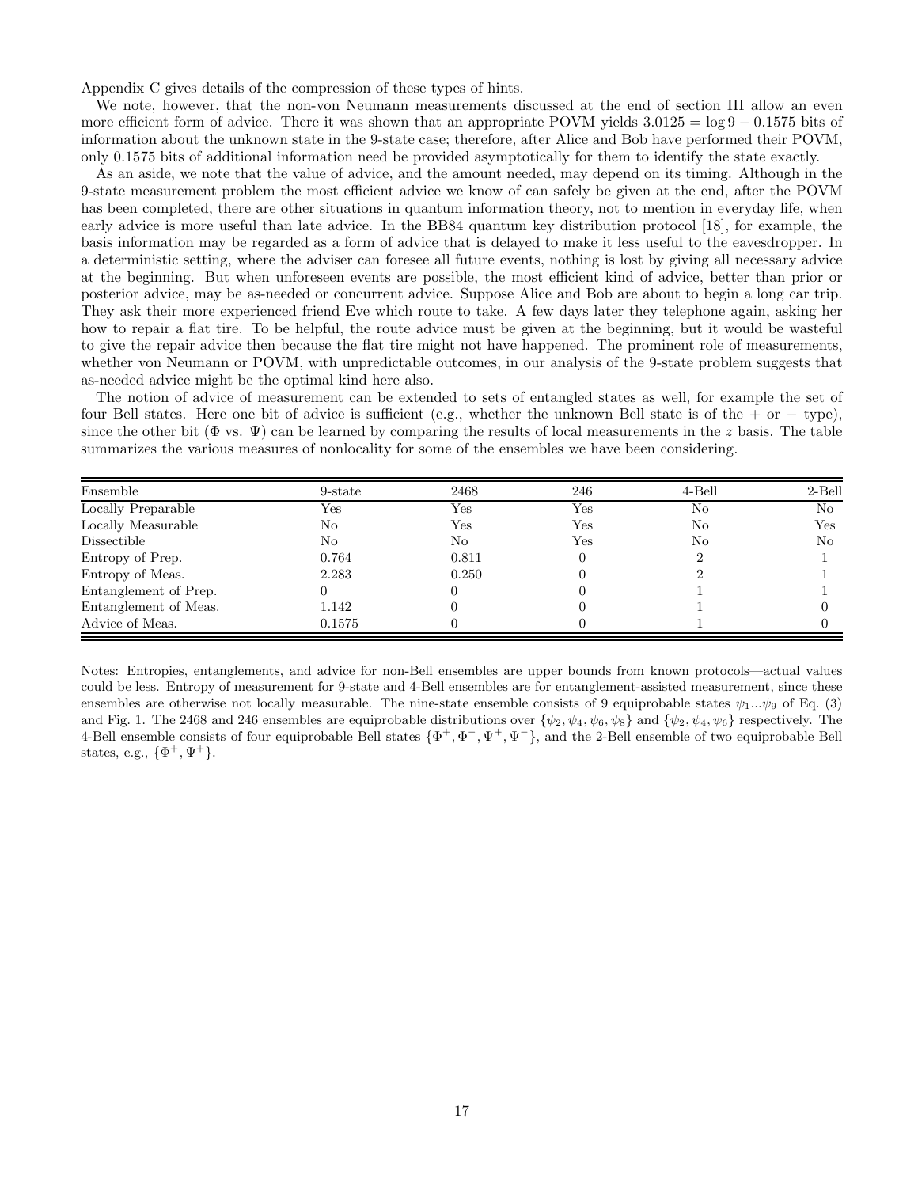Appendix C gives details of the compression of these types of hints.

We note, however, that the non-von Neumann measurements discussed at the end of section III allow an even more efficient form of advice. There it was shown that an appropriate POVM yields $3.0125 = \log 9 - 0.1575$ bits of information about the unknown state in the 9-state case; therefore, after Alice and Bob have performed their POVM, only 0.1575 bits of additional information need be provided asymptotically for them to identify the state exactly.

As an aside, we note that the value of advice, and the amount needed, may depend on its timing. Although in the 9-state measurement problem the most efficient advice we know of can safely be given at the end, after the POVM has been completed, there are other situations in quantum information theory, not to mention in everyday life, when early advice is more useful than late advice. In the BB84 quantum key distribution protocol [18], for example, the basis information may be regarded as a form of advice that is delayed to make it less useful to the eavesdropper. In a deterministic setting, where the adviser can foresee all future events, nothing is lost by giving all necessary advice at the beginning. But when unforeseen events are possible, the most efficient kind of advice, better than prior or posterior advice, may be as-needed or concurrent advice. Suppose Alice and Bob are about to begin a long car trip. They ask their more experienced friend Eve which route to take. A few days later they telephone again, asking her how to repair a flat tire. To be helpful, the route advice must be given at the beginning, but it would be wasteful to give the repair advice then because the flat tire might not have happened. The prominent role of measurements, whether von Neumann or POVM, with unpredictable outcomes, in our analysis of the 9-state problem suggests that as-needed advice might be the optimal kind here also.

The notion of advice of measurement can be extended to sets of entangled states as well, for example the set of four Bell states. Here one bit of advice is sufficient (e.g., whether the unknown Bell state is of the + or − type), since the other bit ($\Phi$ vs. $\Psi$) can be learned by comparing the results of local measurements in the $z$ basis. The table summarizes the various measures of nonlocality for some of the ensembles we have been considering.

| Ensemble | 9-state | 2468 | 246 | 4-Bell | 2-Bell |
|---|---|---|---|---|---|
| Locally Preparable | Yes | Yes | Yes | No | No |
| Locally Measurable | No | Yes | Yes | No | Yes |
| Dissectible | No | No | Yes | No | No |
| Entropy of Prep. | 0.764 | 0.811 | 0 | 2 | 1 |
| Entropy of Meas. | 2.283 | 0.250 | 0 | 2 | 1 |
| Entanglement of Prep. | 0 | 0 | 0 | 1 | 1 |
| Entanglement of Meas. | 1.142 | 0 | 0 | 1 | 0 |
| Advice of Meas. | 0.1575 | 0 | 0 | 1 | 0 |

Notes: Entropies, entanglements, and advice for non-Bell ensembles are upper bounds from known protocols—actual values could be less. Entropy of measurement for 9-state and 4-Bell ensembles are for entanglement-assisted measurement, since these ensembles are otherwise not locally measurable. The nine-state ensemble consists of 9 equiprobable states $\psi_1...\psi_9$ of Eq. (3) and Fig. 1. The 2468 and 246 ensembles are equiprobable distributions over $\{\psi_2, \psi_4, \psi_6, \psi_8\}$ and $\{\psi_2, \psi_4, \psi_6\}$ respectively. The 4-Bell ensemble consists of four equiprobable Bell states $\{\Phi^+, \Phi^-, \Psi^+, \Psi^-\}$, and the 2-Bell ensemble of two equiprobable Bell states, e.g., $\{\Phi^+, \Psi^+\}$.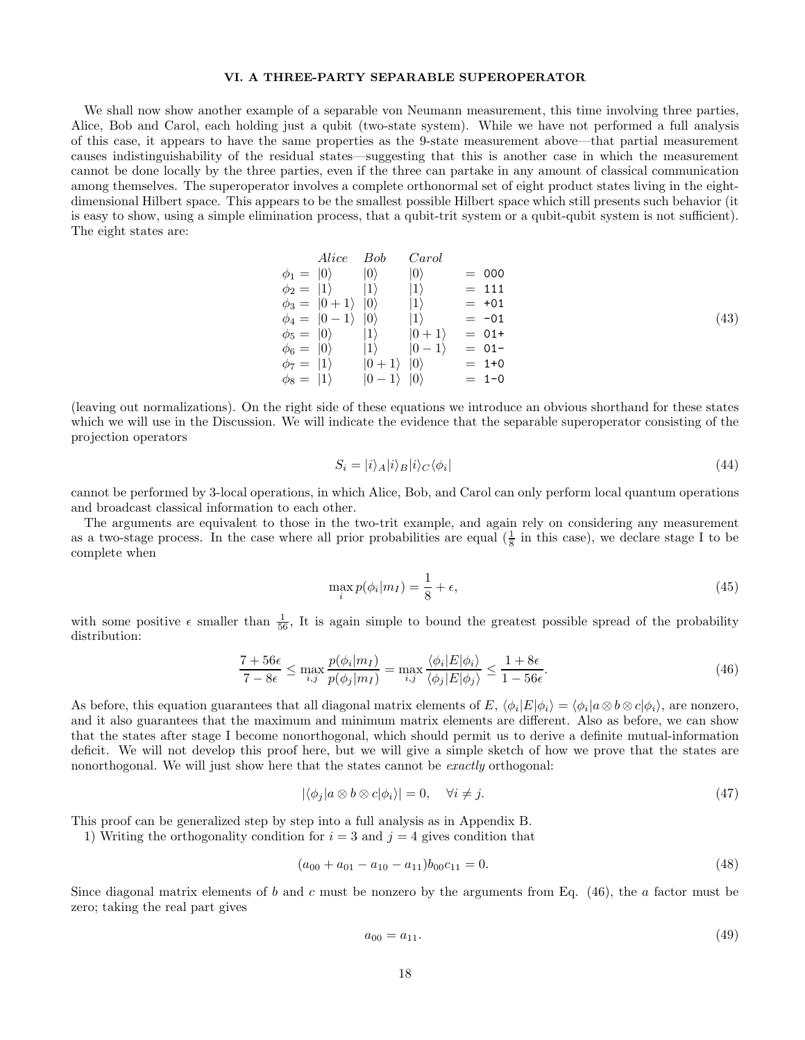## VI. A THREE-PARTY SEPARABLE SUPEROPERATOR

We shall now show another example of a separable von Neumann measurement, this time involving three parties, Alice, Bob and Carol, each holding just a qubit (two-state system). While we have not performed a full analysis of this case, it appears to have the same properties as the 9-state measurement above—that partial measurement causes indistinguishability of the residual states—suggesting that this is another case in which the measurement cannot be done locally by the three parties, even if the three can partake in any amount of classical communication among themselves. The superoperator involves a complete orthonormal set of eight product states living in the eight-dimensional Hilbert space. This appears to be the smallest possible Hilbert space which still presents such behavior (it is easy to show, using a simple elimination process, that a qubit-trit system or a qubit-qubit system is not sufficient). The eight states are:

$$
\begin{array}{lllll}
 & Alice & Bob & Carol & \\
\phi_1 = & |0\rangle & |0\rangle & |0\rangle & = \texttt{000} \\
\phi_2 = & |1\rangle & |1\rangle & |1\rangle & = \texttt{111} \\
\phi_3 = & |0+1\rangle & |0\rangle & |1\rangle & = \texttt{+01} \\
\phi_4 = & |0-1\rangle & |0\rangle & |1\rangle & = \texttt{-01} \\
\phi_5 = & |0\rangle & |1\rangle & |0+1\rangle & = \texttt{01+} \\
\phi_6 = & |0\rangle & |1\rangle & |0-1\rangle & = \texttt{01-} \\
\phi_7 = & |1\rangle & |0+1\rangle & |0\rangle & = \texttt{1+0} \\
\phi_8 = & |1\rangle & |0-1\rangle & |0\rangle & = \texttt{1-0}
\end{array}
\tag{43}
$$

(leaving out normalizations). On the right side of these equations we introduce an obvious shorthand for these states which we will use in the Discussion. We will indicate the evidence that the separable superoperator consisting of the projection operators

$$
S_i = |i\rangle_A |i\rangle_B |i\rangle_C \langle\phi_i| \tag{44}
$$

cannot be performed by 3-local operations, in which Alice, Bob, and Carol can only perform local quantum operations and broadcast classical information to each other.

The arguments are equivalent to those in the two-trit example, and again rely on considering any measurement as a two-stage process. In the case where all prior probabilities are equal ($\frac{1}{8}$ in this case), we declare stage I to be complete when

$$
\max_i p(\phi_i|m_I) = \frac{1}{8} + \epsilon, \tag{45}
$$

with some positive $\epsilon$ smaller than $\frac{1}{56}$, It is again simple to bound the greatest possible spread of the probability distribution:

$$
\frac{7+56\epsilon}{7-8\epsilon} \leq \max_{i,j} \frac{p(\phi_i|m_I)}{p(\phi_j|m_I)} = \max_{i,j} \frac{\langle\phi_i|E|\phi_i\rangle}{\langle\phi_j|E|\phi_j\rangle} \leq \frac{1+8\epsilon}{1-56\epsilon}. \tag{46}
$$

As before, this equation guarantees that all diagonal matrix elements of $E$, $\langle\phi_i|E|\phi_i\rangle = \langle\phi_i|a\otimes b\otimes c|\phi_i\rangle$, are nonzero, and it also guarantees that the maximum and minimum matrix elements are different. Also as before, we can show that the states after stage I become nonorthogonal, which should permit us to derive a definite mutual-information deficit. We will not develop this proof here, but we will give a simple sketch of how we prove that the states are nonorthogonal. We will just show here that the states cannot be *exactly* orthogonal:

$$
|\langle\phi_j|a\otimes b\otimes c|\phi_i\rangle| = 0, \quad \forall i \neq j. \tag{47}
$$

This proof can be generalized step by step into a full analysis as in Appendix B.

1) Writing the orthogonality condition for $i=3$ and $j=4$ gives condition that

$$
(a_{00} + a_{01} - a_{10} - a_{11})b_{00}c_{11} = 0. \tag{48}
$$

Since diagonal matrix elements of $b$ and $c$ must be nonzero by the arguments from Eq. (46), the $a$ factor must be zero; taking the real part gives

$$
a_{00} = a_{11}. \tag{49}
$$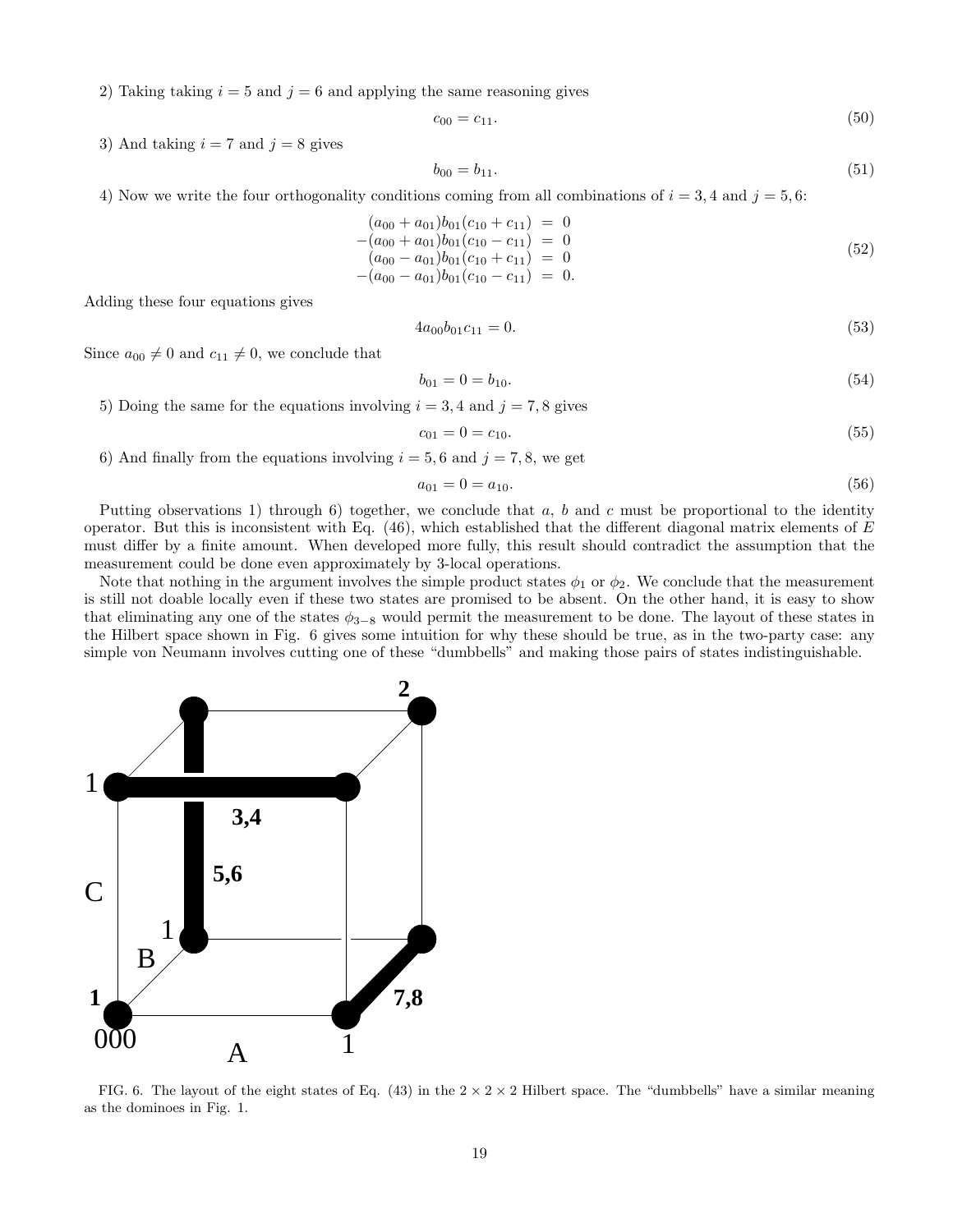2) Taking taking $i = 5$ and $j = 6$ and applying the same reasoning gives

$$c_{00} = c_{11}. \tag{50}$$

3) And taking $i = 7$ and $j = 8$ gives

$$b_{00} = b_{11}. \tag{51}$$

4) Now we write the four orthogonality conditions coming from all combinations of $i = 3, 4$ and $j = 5, 6$:

$$\begin{aligned}
(a_{00} + a_{01})b_{01}(c_{10} + c_{11}) &= 0 \\
-(a_{00} + a_{01})b_{01}(c_{10} - c_{11}) &= 0 \\
(a_{00} - a_{01})b_{01}(c_{10} + c_{11}) &= 0 \\
-(a_{00} - a_{01})b_{01}(c_{10} - c_{11}) &= 0.
\end{aligned} \tag{52}$$

Adding these four equations gives

$$4a_{00}b_{01}c_{11} = 0. \tag{53}$$

Since $a_{00} \neq 0$ and $c_{11} \neq 0$, we conclude that

$$b_{01} = 0 = b_{10}. \tag{54}$$

5) Doing the same for the equations involving $i = 3, 4$ and $j = 7, 8$ gives

$$c_{01} = 0 = c_{10}. \tag{55}$$

6) And finally from the equations involving $i = 5, 6$ and $j = 7, 8$, we get

$$a_{01} = 0 = a_{10}. \tag{56}$$

Putting observations 1) through 6) together, we conclude that $a$, $b$ and $c$ must be proportional to the identity operator. But this is inconsistent with Eq. (46), which established that the different diagonal matrix elements of $E$ must differ by a finite amount. When developed more fully, this result should contradict the assumption that the measurement could be done even approximately by 3-local operations.

Note that nothing in the argument involves the simple product states $\phi_1$ or $\phi_2$. We conclude that the measurement is still not doable locally even if these two states are promised to be absent. On the other hand, it is easy to show that eliminating any one of the states $\phi_{3-8}$ would permit the measurement to be done. The layout of these states in the Hilbert space shown in Fig. 6 gives some intuition for why these should be true, as in the two-party case: any simple von Neumann involves cutting one of these "dumbbells" and making those pairs of states indistinguishable.

FIG. 6. The layout of the eight states of Eq. (43) in the $2 \times 2 \times 2$ Hilbert space. The "dumbbells" have a similar meaning as the dominoes in Fig. 1.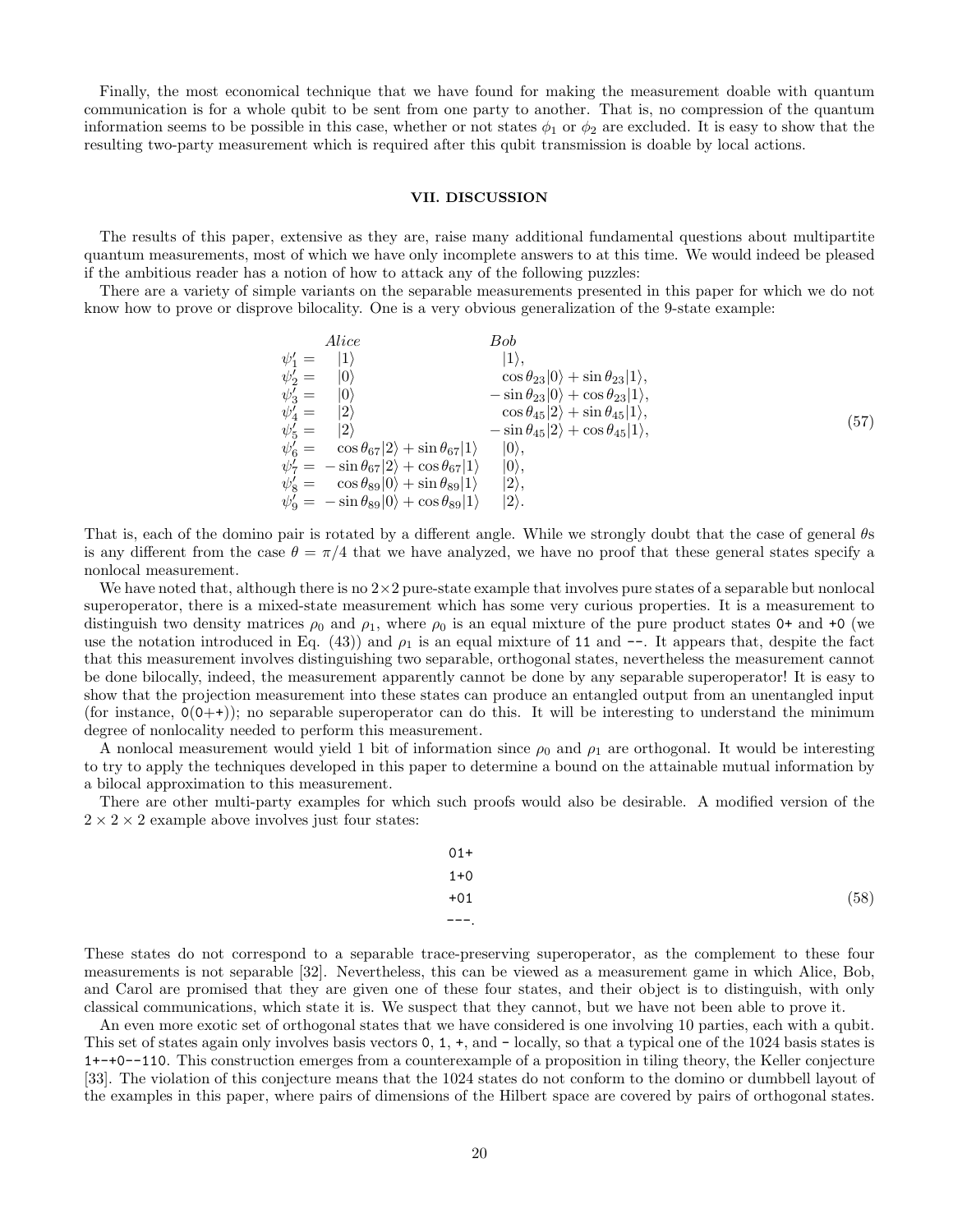Finally, the most economical technique that we have found for making the measurement doable with quantum communication is for a whole qubit to be sent from one party to another. That is, no compression of the quantum information seems to be possible in this case, whether or not states $\phi_1$ or $\phi_2$ are excluded. It is easy to show that the resulting two-party measurement which is required after this qubit transmission is doable by local actions.

## VII. DISCUSSION

The results of this paper, extensive as they are, raise many additional fundamental questions about multipartite quantum measurements, most of which we have only incomplete answers to at this time. We would indeed be pleased if the ambitious reader has a notion of how to attack any of the following puzzles:

There are a variety of simple variants on the separable measurements presented in this paper for which we do not know how to prove or disprove bilocality. One is a very obvious generalization of the 9-state example:

$$
\begin{array}{lll}
 & \textit{Alice} & \textit{Bob} \\
\psi_1' = & |1\rangle & |1\rangle, \\
\psi_2' = & |0\rangle & \cos\theta_{23}|0\rangle + \sin\theta_{23}|1\rangle, \\
\psi_3' = & |0\rangle & -\sin\theta_{23}|0\rangle + \cos\theta_{23}|1\rangle, \\
\psi_4' = & |2\rangle & \cos\theta_{45}|2\rangle + \sin\theta_{45}|1\rangle, \\
\psi_5' = & |2\rangle & -\sin\theta_{45}|2\rangle + \cos\theta_{45}|1\rangle, \\
\psi_6' = & \cos\theta_{67}|2\rangle + \sin\theta_{67}|1\rangle & |0\rangle, \\
\psi_7' = & -\sin\theta_{67}|2\rangle + \cos\theta_{67}|1\rangle & |0\rangle, \\
\psi_8' = & \cos\theta_{89}|0\rangle + \sin\theta_{89}|1\rangle & |2\rangle, \\
\psi_9' = & -\sin\theta_{89}|0\rangle + \cos\theta_{89}|1\rangle & |2\rangle.
\end{array}
\tag{57}
$$

That is, each of the domino pair is rotated by a different angle. While we strongly doubt that the case of general $\theta$s is any different from the case $\theta = \pi/4$ that we have analyzed, we have no proof that these general states specify a nonlocal measurement.

We have noted that, although there is no $2\times2$ pure-state example that involves pure states of a separable but nonlocal superoperator, there is a mixed-state measurement which has some very curious properties. It is a measurement to distinguish two density matrices $\rho_0$ and $\rho_1$, where $\rho_0$ is an equal mixture of the pure product states `0+` and `+0` (we use the notation introduced in Eq. (43)) and $\rho_1$ is an equal mixture of `11` and `--`. It appears that, despite the fact that this measurement involves distinguishing two separable, orthogonal states, nevertheless the measurement cannot be done bilocally, indeed, the measurement apparently cannot be done by any separable superoperator! It is easy to show that the projection measurement into these states can produce an entangled output from an unentangled input (for instance, `0(0++)`); no separable superoperator can do this. It will be interesting to understand the minimum degree of nonlocality needed to perform this measurement.

A nonlocal measurement would yield 1 bit of information since $\rho_0$ and $\rho_1$ are orthogonal. It would be interesting to try to apply the techniques developed in this paper to determine a bound on the attainable mutual information by a bilocal approximation to this measurement.

There are other multi-party examples for which such proofs would also be desirable. A modified version of the $2\times2\times2$ example above involves just four states:

```
01+
1+0
+01
---.
```
(58)

These states do not correspond to a separable trace-preserving superoperator, as the complement to these four measurements is not separable [32]. Nevertheless, this can be viewed as a measurement game in which Alice, Bob, and Carol are promised that they are given one of these four states, and their object is to distinguish, with only classical communications, which state it is. We suspect that they cannot, but we have not been able to prove it.

An even more exotic set of orthogonal states that we have considered is one involving 10 parties, each with a qubit. This set of states again only involves basis vectors `0`, `1`, `+`, and `-` locally, so that a typical one of the 1024 basis states is `1+-+0--110`. This construction emerges from a counterexample of a proposition in tiling theory, the Keller conjecture [33]. The violation of this conjecture means that the 1024 states do not conform to the domino or dumbbell layout of the examples in this paper, where pairs of dimensions of the Hilbert space are covered by pairs of orthogonal states.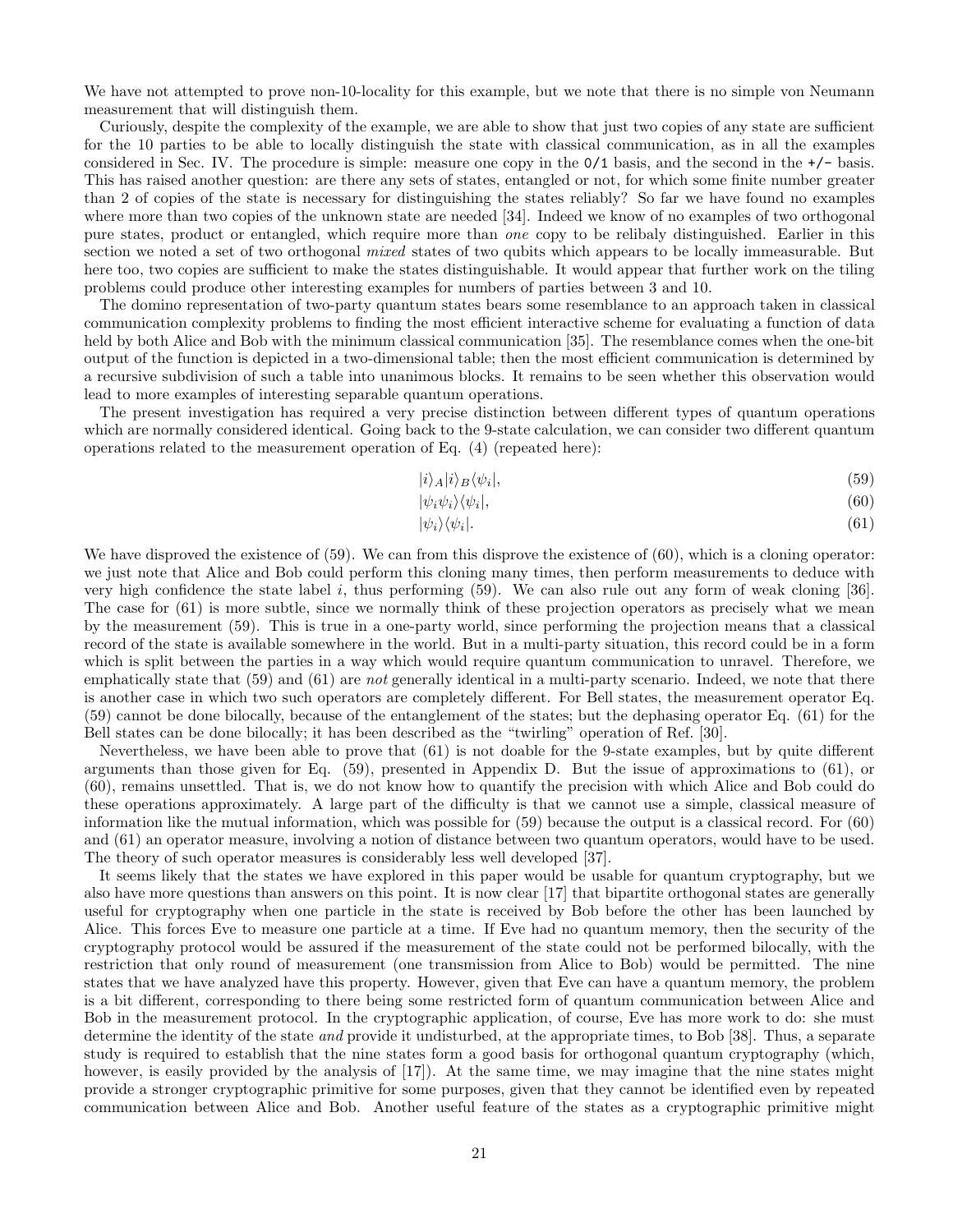We have not attempted to prove non-10-locality for this example, but we note that there is no simple von Neumann measurement that will distinguish them.

Curiously, despite the complexity of the example, we are able to show that just two copies of any state are sufficient for the 10 parties to be able to locally distinguish the state with classical communication, as in all the examples considered in Sec. IV. The procedure is simple: measure one copy in the `0/1` basis, and the second in the `+/-` basis. This has raised another question: are there any sets of states, entangled or not, for which some finite number greater than 2 of copies of the state is necessary for distinguishing the states reliably? So far we have found no examples where more than two copies of the unknown state are needed [34]. Indeed we know of no examples of two orthogonal pure states, product or entangled, which require more than *one* copy to be relibaly distinguished. Earlier in this section we noted a set of two orthogonal *mixed* states of two qubits which appears to be locally immeasurable. But here too, two copies are sufficient to make the states distinguishable. It would appear that further work on the tiling problems could produce other interesting examples for numbers of parties between 3 and 10.

The domino representation of two-party quantum states bears some resemblance to an approach taken in classical communication complexity problems to finding the most efficient interactive scheme for evaluating a function of data held by both Alice and Bob with the minimum classical communication [35]. The resemblance comes when the one-bit output of the function is depicted in a two-dimensional table; then the most efficient communication is determined by a recursive subdivision of such a table into unanimous blocks. It remains to be seen whether this observation would lead to more examples of interesting separable quantum operations.

The present investigation has required a very precise distinction between different types of quantum operations which are normally considered identical. Going back to the 9-state calculation, we can consider two different quantum operations related to the measurement operation of Eq. (4) (repeated here):

$$|i\rangle_A|i\rangle_B\langle\psi_i|, \tag{59}$$

$$|\psi_i\psi_i\rangle\langle\psi_i|, \tag{60}$$

$$|\psi_i\rangle\langle\psi_i|. \tag{61}$$

We have disproved the existence of (59). We can from this disprove the existence of (60), which is a cloning operator: we just note that Alice and Bob could perform this cloning many times, then perform measurements to deduce with very high confidence the state label $i$, thus performing (59). We can also rule out any form of weak cloning [36]. The case for (61) is more subtle, since we normally think of these projection operators as precisely what we mean by the measurement (59). This is true in a one-party world, since performing the projection means that a classical record of the state is available somewhere in the world. But in a multi-party situation, this record could be in a form which is split between the parties in a way which would require quantum communication to unravel. Therefore, we emphatically state that (59) and (61) are *not* generally identical in a multi-party scenario. Indeed, we note that there is another case in which two such operators are completely different. For Bell states, the measurement operator Eq. (59) cannot be done bilocally, because of the entanglement of the states; but the dephasing operator Eq. (61) for the Bell states can be done bilocally; it has been described as the "twirling" operation of Ref. [30].

Nevertheless, we have been able to prove that (61) is not doable for the 9-state examples, but by quite different arguments than those given for Eq. (59), presented in Appendix D. But the issue of approximations to (61), or (60), remains unsettled. That is, we do not know how to quantify the precision with which Alice and Bob could do these operations approximately. A large part of the difficulty is that we cannot use a simple, classical measure of information like the mutual information, which was possible for (59) because the output is a classical record. For (60) and (61) an operator measure, involving a notion of distance between two quantum operators, would have to be used. The theory of such operator measures is considerably less well developed [37].

It seems likely that the states we have explored in this paper would be usable for quantum cryptography, but we also have more questions than answers on this point. It is now clear [17] that bipartite orthogonal states are generally useful for cryptography when one particle in the state is received by Bob before the other has been launched by Alice. This forces Eve to measure one particle at a time. If Eve had no quantum memory, then the security of the cryptography protocol would be assured if the measurement of the state could not be performed bilocally, with the restriction that only round of measurement (one transmission from Alice to Bob) would be permitted. The nine states that we have analyzed have this property. However, given that Eve can have a quantum memory, the problem is a bit different, corresponding to there being some restricted form of quantum communication between Alice and Bob in the measurement protocol. In the cryptographic application, of course, Eve has more work to do: she must determine the identity of the state *and* provide it undisturbed, at the appropriate times, to Bob [38]. Thus, a separate study is required to establish that the nine states form a good basis for orthogonal quantum cryptography (which, however, is easily provided by the analysis of [17]). At the same time, we may imagine that the nine states might provide a stronger cryptographic primitive for some purposes, given that they cannot be identified even by repeated communication between Alice and Bob. Another useful feature of the states as a cryptographic primitive might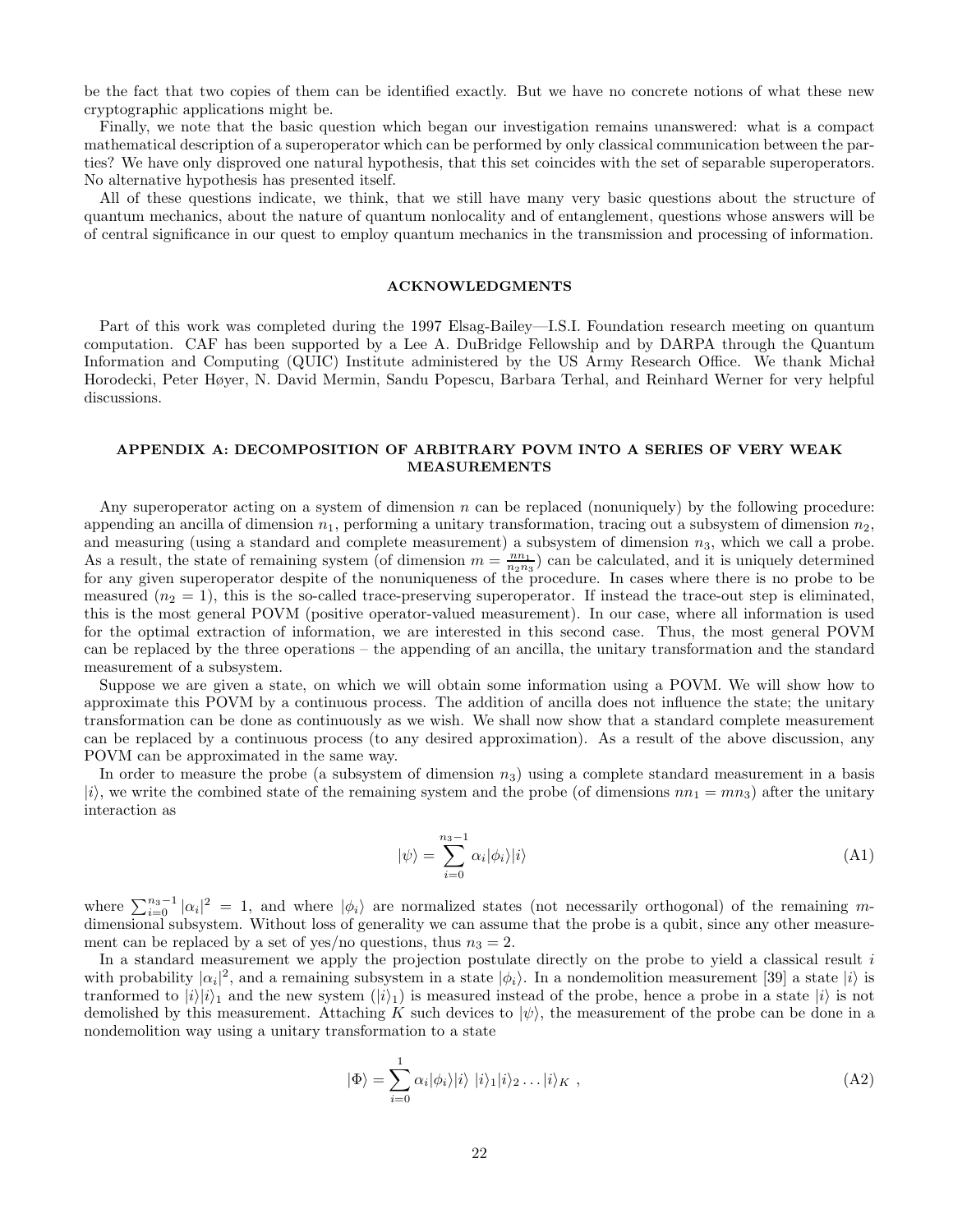be the fact that two copies of them can be identified exactly. But we have no concrete notions of what these new cryptographic applications might be.

Finally, we note that the basic question which began our investigation remains unanswered: what is a compact mathematical description of a superoperator which can be performed by only classical communication between the parties? We have only disproved one natural hypothesis, that this set coincides with the set of separable superoperators. No alternative hypothesis has presented itself.

All of these questions indicate, we think, that we still have many very basic questions about the structure of quantum mechanics, about the nature of quantum nonlocality and of entanglement, questions whose answers will be of central significance in our quest to employ quantum mechanics in the transmission and processing of information.

## ACKNOWLEDGMENTS

Part of this work was completed during the 1997 Elsag-Bailey—I.S.I. Foundation research meeting on quantum computation. CAF has been supported by a Lee A. DuBridge Fellowship and by DARPA through the Quantum Information and Computing (QUIC) Institute administered by the US Army Research Office. We thank Michał Horodecki, Peter Høyer, N. David Mermin, Sandu Popescu, Barbara Terhal, and Reinhard Werner for very helpful discussions.

## APPENDIX A: DECOMPOSITION OF ARBITRARY POVM INTO A SERIES OF VERY WEAK MEASUREMENTS

Any superoperator acting on a system of dimension $n$ can be replaced (nonuniquely) by the following procedure: appending an ancilla of dimension $n_1$, performing a unitary transformation, tracing out a subsystem of dimension $n_2$, and measuring (using a standard and complete measurement) a subsystem of dimension $n_3$, which we call a probe. As a result, the state of remaining system (of dimension $m = \frac{nn_1}{n_2 n_3}$) can be calculated, and it is uniquely determined for any given superoperator despite of the nonuniqueness of the procedure. In cases where there is no probe to be measured ($n_2 = 1$), this is the so-called trace-preserving superoperator. If instead the trace-out step is eliminated, this is the most general POVM (positive operator-valued measurement). In our case, where all information is used for the optimal extraction of information, we are interested in this second case. Thus, the most general POVM can be replaced by the three operations – the appending of an ancilla, the unitary transformation and the standard measurement of a subsystem.

Suppose we are given a state, on which we will obtain some information using a POVM. We will show how to approximate this POVM by a continuous process. The addition of ancilla does not influence the state; the unitary transformation can be done as continuously as we wish. We shall now show that a standard complete measurement can be replaced by a continuous process (to any desired approximation). As a result of the above discussion, any POVM can be approximated in the same way.

In order to measure the probe (a subsystem of dimension $n_3$) using a complete standard measurement in a basis $|i\rangle$, we write the combined state of the remaining system and the probe (of dimensions $nn_1 = mn_3$) after the unitary interaction as

$$|\psi\rangle = \sum_{i=0}^{n_3-1} \alpha_i |\phi_i\rangle|i\rangle \tag{A1}$$

where $\sum_{i=0}^{n_3-1} |\alpha_i|^2 = 1$, and where $|\phi_i\rangle$ are normalized states (not necessarily orthogonal) of the remaining $m$-dimensional subsystem. Without loss of generality we can assume that the probe is a qubit, since any other measurement can be replaced by a set of yes/no questions, thus $n_3 = 2$.

In a standard measurement we apply the projection postulate directly on the probe to yield a classical result $i$ with probability $|\alpha_i|^2$, and a remaining subsystem in a state $|\phi_i\rangle$. In a nondemolition measurement [39] a state $|i\rangle$ is tranformed to $|i\rangle|i\rangle_1$ and the new system ($|i\rangle_1$) is measured instead of the probe, hence a probe in a state $|i\rangle$ is not demolished by this measurement. Attaching $K$ such devices to $|\psi\rangle$, the measurement of the probe can be done in a nondemolition way using a unitary transformation to a state

$$|\Phi\rangle = \sum_{i=0}^{1} \alpha_i |\phi_i\rangle|i\rangle\ |i\rangle_1|i\rangle_2 \ldots |i\rangle_K\ , \tag{A2}$$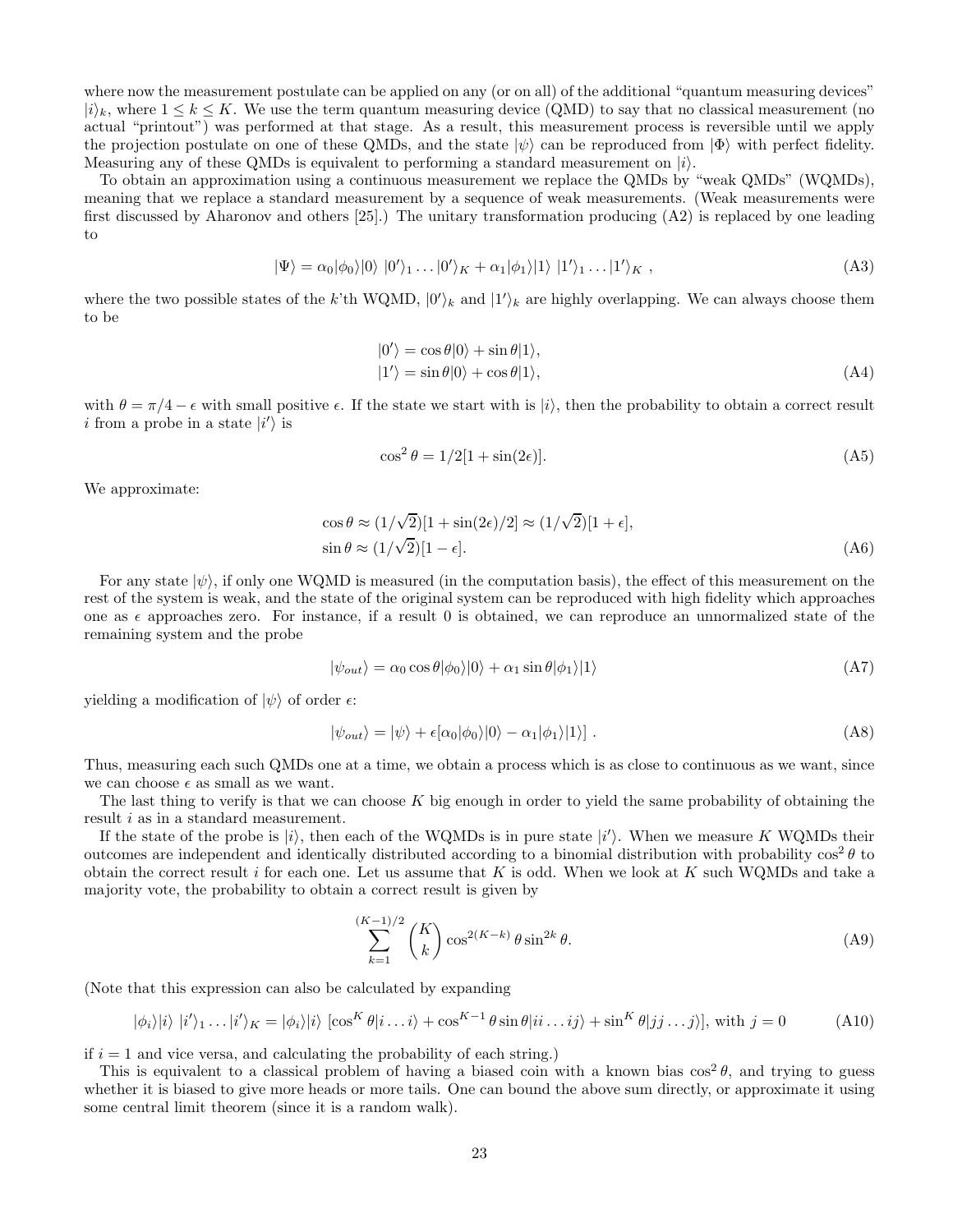where now the measurement postulate can be applied on any (or on all) of the additional "quantum measuring devices" $|i\rangle_k$, where $1 \le k \le K$. We use the term quantum measuring device (QMD) to say that no classical measurement (no actual "printout") was performed at that stage. As a result, this measurement process is reversible until we apply the projection postulate on one of these QMDs, and the state $|\psi\rangle$ can be reproduced from $|\Phi\rangle$ with perfect fidelity. Measuring any of these QMDs is equivalent to performing a standard measurement on $|i\rangle$.

To obtain an approximation using a continuous measurement we replace the QMDs by "weak QMDs" (WQMDs), meaning that we replace a standard measurement by a sequence of weak measurements. (Weak measurements were first discussed by Aharonov and others [25].) The unitary transformation producing (A2) is replaced by one leading to

$$|\Psi\rangle = \alpha_0|\phi_0\rangle|0\rangle\ |0'\rangle_1 \dots |0'\rangle_K + \alpha_1|\phi_1\rangle|1\rangle\ |1'\rangle_1 \dots |1'\rangle_K\ , \tag{A3}$$

where the two possible states of the $k$'th WQMD, $|0'\rangle_k$ and $|1'\rangle_k$ are highly overlapping. We can always choose them to be

$$\begin{aligned}|0'\rangle &= \cos\theta|0\rangle + \sin\theta|1\rangle,\\ |1'\rangle &= \sin\theta|0\rangle + \cos\theta|1\rangle,\end{aligned} \tag{A4}$$

with $\theta = \pi/4 - \epsilon$ with small positive $\epsilon$. If the state we start with is $|i\rangle$, then the probability to obtain a correct result $i$ from a probe in a state $|i'\rangle$ is

$$\cos^2\theta = 1/2[1 + \sin(2\epsilon)]. \tag{A5}$$

We approximate:

$$\begin{aligned}\cos\theta &\approx (1/\sqrt{2})[1 + \sin(2\epsilon)/2] \approx (1/\sqrt{2})[1 + \epsilon],\\ \sin\theta &\approx (1/\sqrt{2})[1 - \epsilon].\end{aligned} \tag{A6}$$

For any state $|\psi\rangle$, if only one WQMD is measured (in the computation basis), the effect of this measurement on the rest of the system is weak, and the state of the original system can be reproduced with high fidelity which approaches one as $\epsilon$ approaches zero. For instance, if a result 0 is obtained, we can reproduce an unnormalized state of the remaining system and the probe

$$|\psi_{out}\rangle = \alpha_0 \cos\theta|\phi_0\rangle|0\rangle + \alpha_1 \sin\theta|\phi_1\rangle|1\rangle \tag{A7}$$

yielding a modification of $|\psi\rangle$ of order $\epsilon$:

$$|\psi_{out}\rangle = |\psi\rangle + \epsilon[\alpha_0|\phi_0\rangle|0\rangle - \alpha_1|\phi_1\rangle|1\rangle]\ . \tag{A8}$$

Thus, measuring each such QMDs one at a time, we obtain a process which is as close to continuous as we want, since we can choose $\epsilon$ as small as we want.

The last thing to verify is that we can choose $K$ big enough in order to yield the same probability of obtaining the result $i$ as in a standard measurement.

If the state of the probe is $|i\rangle$, then each of the WQMDs is in pure state $|i'\rangle$. When we measure $K$ WQMDs their outcomes are independent and identically distributed according to a binomial distribution with probability $\cos^2\theta$ to obtain the correct result $i$ for each one. Let us assume that $K$ is odd. When we look at $K$ such WQMDs and take a majority vote, the probability to obtain a correct result is given by

$$\sum_{k=1}^{(K-1)/2} \binom{K}{k} \cos^{2(K-k)}\theta \sin^{2k}\theta. \tag{A9}$$

(Note that this expression can also be calculated by expanding

$$|\phi_i\rangle|i\rangle\ |i'\rangle_1 \dots |i'\rangle_K = |\phi_i\rangle|i\rangle\ [\cos^K\theta|i\dots i\rangle + \cos^{K-1}\theta \sin\theta|ii\dots ij\rangle + \sin^K\theta|jj\dots j\rangle], \text{ with } j = 0 \tag{A10}$$

if $i = 1$ and vice versa, and calculating the probability of each string.)

This is equivalent to a classical problem of having a biased coin with a known bias $\cos^2\theta$, and trying to guess whether it is biased to give more heads or more tails. One can bound the above sum directly, or approximate it using some central limit theorem (since it is a random walk).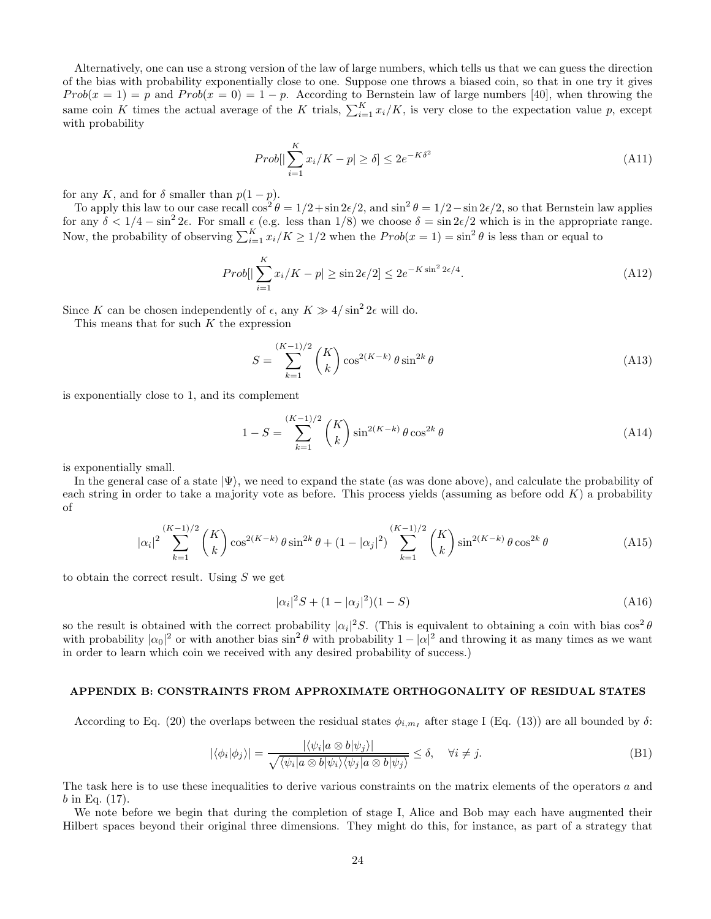Alternatively, one can use a strong version of the law of large numbers, which tells us that we can guess the direction of the bias with probability exponentially close to one. Suppose one throws a biased coin, so that in one try it gives $Prob(x=1)=p$ and $Prob(x=0)=1-p$. According to Bernstein law of large numbers [40], when throwing the same coin $K$ times the actual average of the $K$ trials, $\sum_{i=1}^{K} x_i/K$, is very close to the expectation value $p$, except with probability

$$Prob[|\sum_{i=1}^{K} x_i/K - p| \geq \delta] \leq 2e^{-K\delta^2} \tag{A11}$$

for any $K$, and for $\delta$ smaller than $p(1-p)$.

To apply this law to our case recall $\cos^2\theta = 1/2 + \sin 2\epsilon/2$, and $\sin^2\theta = 1/2 - \sin 2\epsilon/2$, so that Bernstein law applies for any $\delta < 1/4 - \sin^2 2\epsilon$. For small $\epsilon$ (e.g. less than 1/8) we choose $\delta = \sin 2\epsilon/2$ which is in the appropriate range. Now, the probability of observing $\sum_{i=1}^{K} x_i/K \geq 1/2$ when the $Prob(x=1) = \sin^2\theta$ is less than or equal to

$$Prob[|\sum_{i=1}^{K} x_i/K - p| \geq \sin 2\epsilon/2] \leq 2e^{-K\sin^2 2\epsilon/4}. \tag{A12}$$

Since $K$ can be chosen independently of $\epsilon$, any $K \gg 4/\sin^2 2\epsilon$ will do.

This means that for such $K$ the expression

$$S = \sum_{k=1}^{(K-1)/2} \binom{K}{k} \cos^{2(K-k)}\theta \sin^{2k}\theta \tag{A13}$$

is exponentially close to 1, and its complement

$$1 - S = \sum_{k=1}^{(K-1)/2} \binom{K}{k} \sin^{2(K-k)}\theta \cos^{2k}\theta \tag{A14}$$

is exponentially small.

In the general case of a state $|\Psi\rangle$, we need to expand the state (as was done above), and calculate the probability of each string in order to take a majority vote as before. This process yields (assuming as before odd $K$) a probability of

$$|\alpha_i|^2 \sum_{k=1}^{(K-1)/2} \binom{K}{k} \cos^{2(K-k)}\theta \sin^{2k}\theta + (1-|\alpha_j|^2) \sum_{k=1}^{(K-1)/2} \binom{K}{k} \sin^{2(K-k)}\theta \cos^{2k}\theta \tag{A15}$$

to obtain the correct result. Using $S$ we get

$$|\alpha_i|^2 S + (1-|\alpha_j|^2)(1-S) \tag{A16}$$

so the result is obtained with the correct probability $|\alpha_i|^2 S$. (This is equivalent to obtaining a coin with bias $\cos^2\theta$ with probability $|\alpha_0|^2$ or with another bias $\sin^2\theta$ with probability $1-|\alpha|^2$ and throwing it as many times as we want in order to learn which coin we received with any desired probability of success.)

## APPENDIX B: CONSTRAINTS FROM APPROXIMATE ORTHOGONALITY OF RESIDUAL STATES

According to Eq. (20) the overlaps between the residual states $\phi_{i,m_I}$ after stage I (Eq. (13)) are all bounded by $\delta$:

$$|\langle\phi_i|\phi_j\rangle| = \frac{|\langle\psi_i|a\otimes b|\psi_j\rangle|}{\sqrt{\langle\psi_i|a\otimes b|\psi_i\rangle\langle\psi_j|a\otimes b|\psi_j\rangle}} \leq \delta, \quad \forall i \neq j. \tag{B1}$$

The task here is to use these inequalities to derive various constraints on the matrix elements of the operators $a$ and $b$ in Eq. (17).

We note before we begin that during the completion of stage I, Alice and Bob may each have augmented their Hilbert spaces beyond their original three dimensions. They might do this, for instance, as part of a strategy that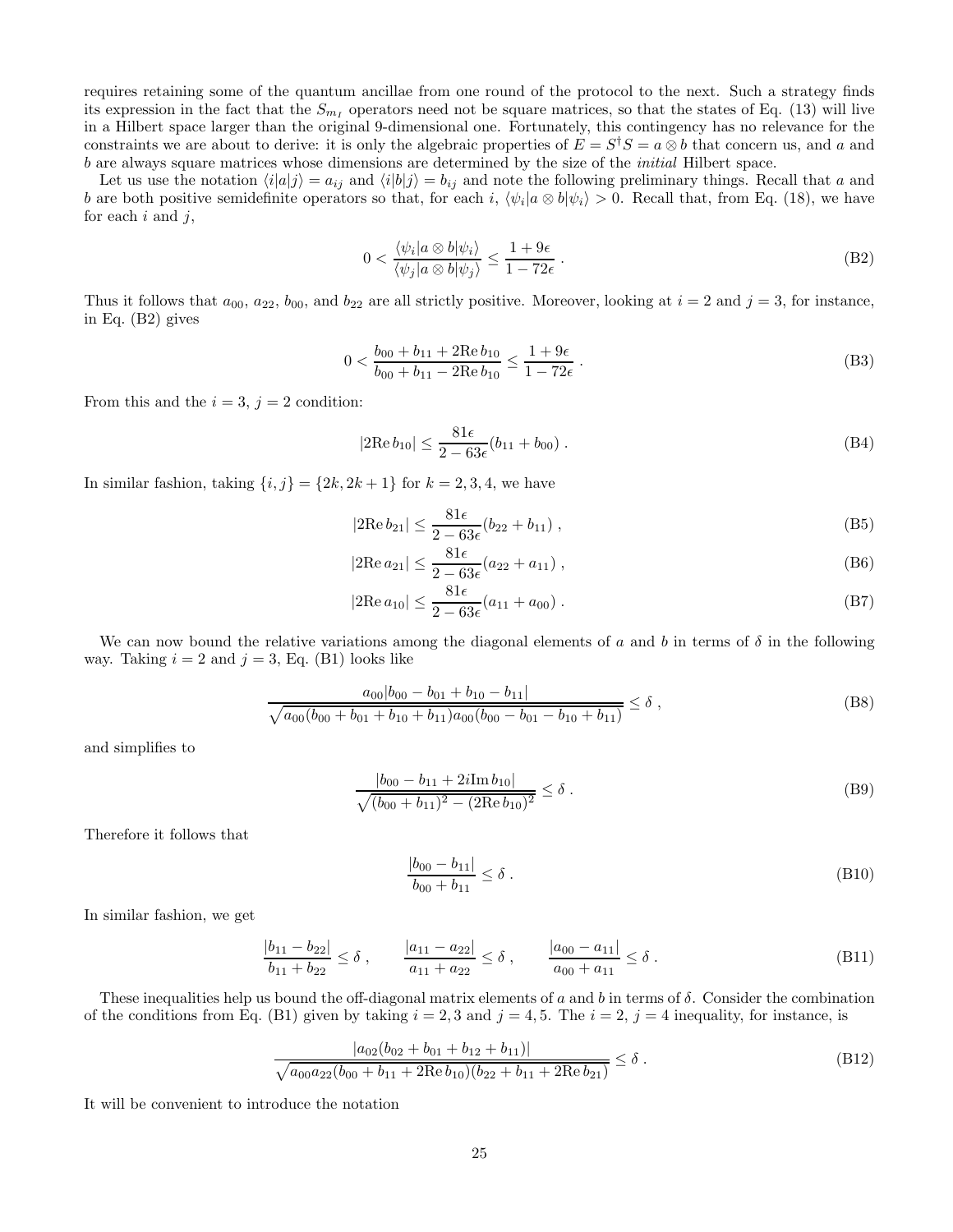requires retaining some of the quantum ancillae from one round of the protocol to the next. Such a strategy finds its expression in the fact that the $S_{m_I}$ operators need not be square matrices, so that the states of Eq. (13) will live in a Hilbert space larger than the original 9-dimensional one. Fortunately, this contingency has no relevance for the constraints we are about to derive: it is only the algebraic properties of $E = S^\dagger S = a \otimes b$ that concern us, and $a$ and $b$ are always square matrices whose dimensions are determined by the size of the *initial* Hilbert space.

Let us use the notation $\langle i|a|j\rangle = a_{ij}$ and $\langle i|b|j\rangle = b_{ij}$ and note the following preliminary things. Recall that $a$ and $b$ are both positive semidefinite operators so that, for each $i$, $\langle\psi_i|a\otimes b|\psi_i\rangle > 0$. Recall that, from Eq. (18), we have for each $i$ and $j$,

$$0 < \frac{\langle\psi_i|a\otimes b|\psi_i\rangle}{\langle\psi_j|a\otimes b|\psi_j\rangle} \leq \frac{1+9\epsilon}{1-72\epsilon} \; . \tag{B2}$$

Thus it follows that $a_{00}$, $a_{22}$, $b_{00}$, and $b_{22}$ are all strictly positive. Moreover, looking at $i=2$ and $j=3$, for instance, in Eq. (B2) gives

$$0 < \frac{b_{00}+b_{11}+2\mathrm{Re}\,b_{10}}{b_{00}+b_{11}-2\mathrm{Re}\,b_{10}} \leq \frac{1+9\epsilon}{1-72\epsilon} \; . \tag{B3}$$

From this and the $i=3$, $j=2$ condition:

$$|2\mathrm{Re}\,b_{10}| \leq \frac{81\epsilon}{2-63\epsilon}(b_{11}+b_{00}) \; . \tag{B4}$$

In similar fashion, taking $\{i,j\} = \{2k, 2k+1\}$ for $k = 2,3,4$, we have

$$|2\mathrm{Re}\,b_{21}| \leq \frac{81\epsilon}{2-63\epsilon}(b_{22}+b_{11}) \; , \tag{B5}$$

$$|2\mathrm{Re}\,a_{21}| \leq \frac{81\epsilon}{2-63\epsilon}(a_{22}+a_{11}) \; , \tag{B6}$$

$$|2\mathrm{Re}\,a_{10}| \leq \frac{81\epsilon}{2-63\epsilon}(a_{11}+a_{00}) \; . \tag{B7}$$

We can now bound the relative variations among the diagonal elements of $a$ and $b$ in terms of $\delta$ in the following way. Taking $i=2$ and $j=3$, Eq. (B1) looks like

$$\frac{a_{00}|b_{00}-b_{01}+b_{10}-b_{11}|}{\sqrt{a_{00}(b_{00}+b_{01}+b_{10}+b_{11})a_{00}(b_{00}-b_{01}-b_{10}+b_{11})}} \leq \delta \; , \tag{B8}$$

and simplifies to

$$\frac{|b_{00}-b_{11}+2i\mathrm{Im}\,b_{10}|}{\sqrt{(b_{00}+b_{11})^2-(2\mathrm{Re}\,b_{10})^2}} \leq \delta \; . \tag{B9}$$

Therefore it follows that

$$\frac{|b_{00}-b_{11}|}{b_{00}+b_{11}} \leq \delta \; . \tag{B10}$$

In similar fashion, we get

$$\frac{|b_{11}-b_{22}|}{b_{11}+b_{22}} \leq \delta \; , \qquad \frac{|a_{11}-a_{22}|}{a_{11}+a_{22}} \leq \delta \; , \qquad \frac{|a_{00}-a_{11}|}{a_{00}+a_{11}} \leq \delta \; . \tag{B11}$$

These inequalities help us bound the off-diagonal matrix elements of $a$ and $b$ in terms of $\delta$. Consider the combination of the conditions from Eq. (B1) given by taking $i=2,3$ and $j=4,5$. The $i=2$, $j=4$ inequality, for instance, is

$$\frac{|a_{02}(b_{02}+b_{01}+b_{12}+b_{11})|}{\sqrt{a_{00}a_{22}(b_{00}+b_{11}+2\mathrm{Re}\,b_{10})(b_{22}+b_{11}+2\mathrm{Re}\,b_{21})}} \leq \delta \; . \tag{B12}$$

It will be convenient to introduce the notation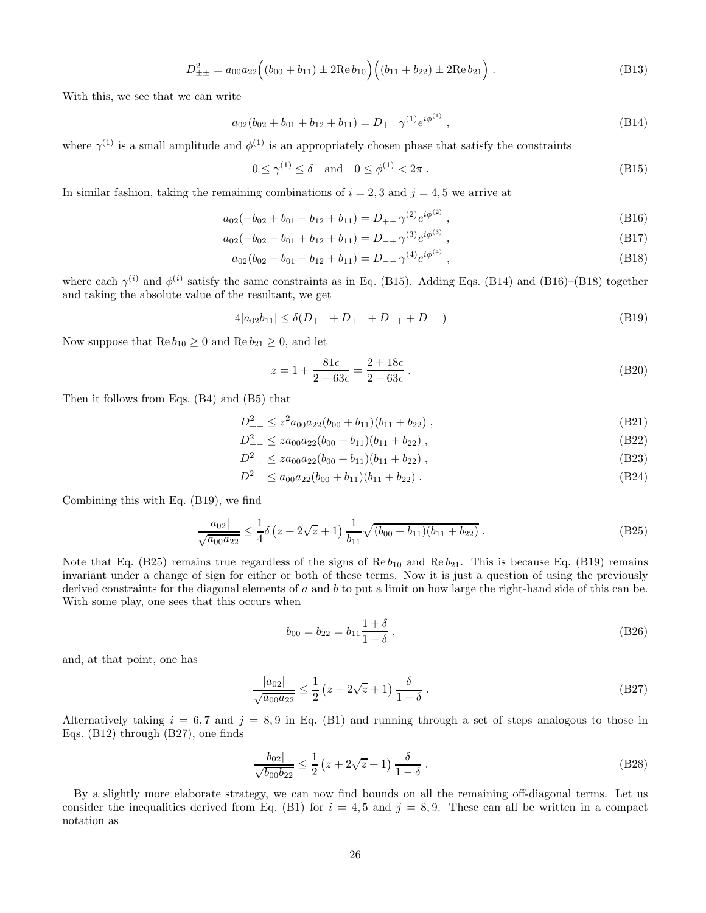$$D^2_{\pm\pm} = a_{00}a_{22}\Big((b_{00}+b_{11}) \pm 2\mathrm{Re}\, b_{10}\Big)\Big((b_{11}+b_{22}) \pm 2\mathrm{Re}\, b_{21}\Big) \, . \tag{B13}$$

With this, we see that we can write

$$a_{02}(b_{02}+b_{01}+b_{12}+b_{11}) = D_{++}\,\gamma^{(1)} e^{i\phi^{(1)}} \, , \tag{B14}$$

where $\gamma^{(1)}$ is a small amplitude and $\phi^{(1)}$ is an appropriately chosen phase that satisfy the constraints

$$0 \le \gamma^{(1)} \le \delta \quad \text{and} \quad 0 \le \phi^{(1)} < 2\pi \, . \tag{B15}$$

In similar fashion, taking the remaining combinations of $i = 2, 3$ and $j = 4, 5$ we arrive at

$$a_{02}(-b_{02}+b_{01}-b_{12}+b_{11}) = D_{+-}\,\gamma^{(2)} e^{i\phi^{(2)}} \, , \tag{B16}$$

$$a_{02}(-b_{02}-b_{01}+b_{12}+b_{11}) = D_{-+}\,\gamma^{(3)} e^{i\phi^{(3)}} \, , \tag{B17}$$

$$a_{02}(b_{02}-b_{01}-b_{12}+b_{11}) = D_{--}\,\gamma^{(4)} e^{i\phi^{(4)}} \, , \tag{B18}$$

where each $\gamma^{(i)}$ and $\phi^{(i)}$ satisfy the same constraints as in Eq. (B15). Adding Eqs. (B14) and (B16)–(B18) together and taking the absolute value of the resultant, we get

$$4|a_{02}b_{11}| \le \delta(D_{++}+D_{+-}+D_{-+}+D_{--}) \tag{B19}$$

Now suppose that $\mathrm{Re}\, b_{10} \ge 0$ and $\mathrm{Re}\, b_{21} \ge 0$, and let

$$z = 1 + \frac{81\epsilon}{2-63\epsilon} = \frac{2+18\epsilon}{2-63\epsilon} \, . \tag{B20}$$

Then it follows from Eqs. (B4) and (B5) that

$$D^2_{++} \le z^2 a_{00}a_{22}(b_{00}+b_{11})(b_{11}+b_{22}) \, , \tag{B21}$$

$$D^2_{+-} \le z a_{00}a_{22}(b_{00}+b_{11})(b_{11}+b_{22}) \, , \tag{B22}$$

$$D^2_{-+} \le z a_{00}a_{22}(b_{00}+b_{11})(b_{11}+b_{22}) \, , \tag{B23}$$

$$D^2_{--} \le a_{00}a_{22}(b_{00}+b_{11})(b_{11}+b_{22}) \, . \tag{B24}$$

Combining this with Eq. (B19), we find

$$\frac{|a_{02}|}{\sqrt{a_{00}a_{22}}} \le \frac{1}{4}\delta\left(z+2\sqrt{z}+1\right)\frac{1}{b_{11}}\sqrt{(b_{00}+b_{11})(b_{11}+b_{22})} \, . \tag{B25}$$

Note that Eq. (B25) remains true regardless of the signs of $\mathrm{Re}\, b_{10}$ and $\mathrm{Re}\, b_{21}$. This is because Eq. (B19) remains invariant under a change of sign for either or both of these terms. Now it is just a question of using the previously derived constraints for the diagonal elements of $a$ and $b$ to put a limit on how large the right-hand side of this can be. With some play, one sees that this occurs when

$$b_{00} = b_{22} = b_{11}\frac{1+\delta}{1-\delta} \, , \tag{B26}$$

and, at that point, one has

$$\frac{|a_{02}|}{\sqrt{a_{00}a_{22}}} \le \frac{1}{2}\left(z+2\sqrt{z}+1\right)\frac{\delta}{1-\delta} \, . \tag{B27}$$

Alternatively taking $i = 6, 7$ and $j = 8, 9$ in Eq. (B1) and running through a set of steps analogous to those in Eqs. (B12) through (B27), one finds

$$\frac{|b_{02}|}{\sqrt{b_{00}b_{22}}} \le \frac{1}{2}\left(z+2\sqrt{z}+1\right)\frac{\delta}{1-\delta} \, . \tag{B28}$$

By a slightly more elaborate strategy, we can now find bounds on all the remaining off-diagonal terms. Let us consider the inequalities derived from Eq. (B1) for $i = 4, 5$ and $j = 8, 9$. These can all be written in a compact notation as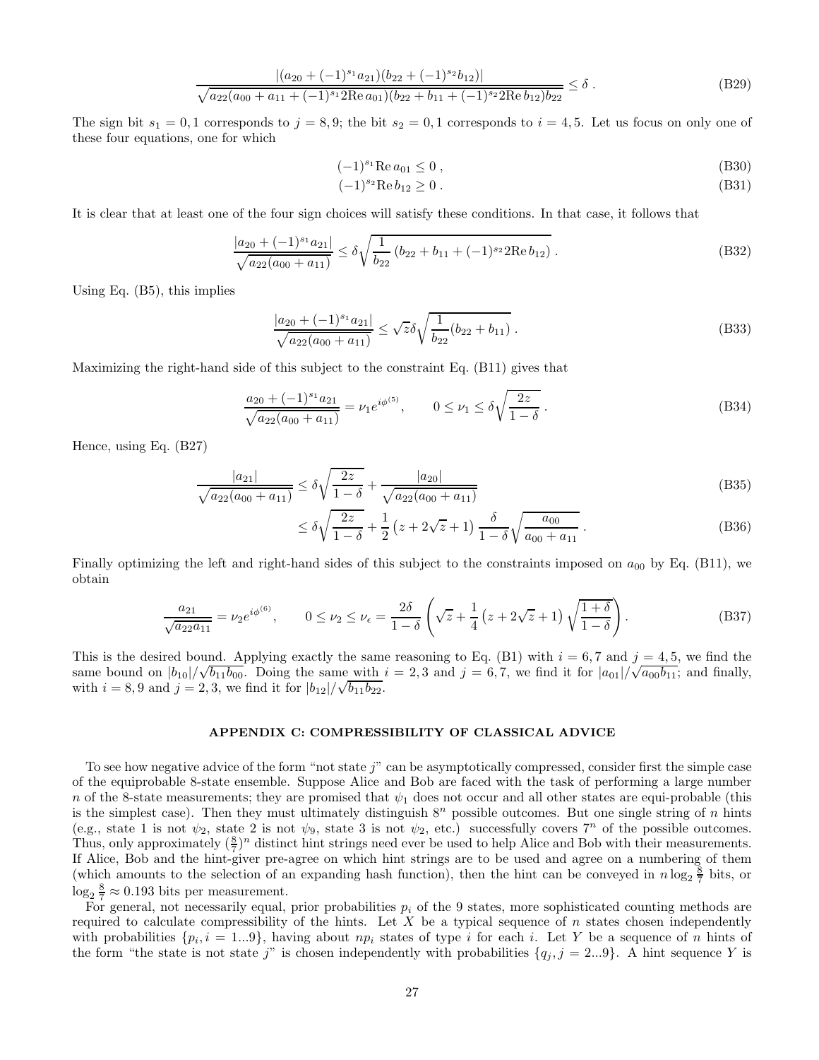$$\frac{|(a_{20} + (-1)^{s_1} a_{21})(b_{22} + (-1)^{s_2} b_{12})|}{\sqrt{a_{22}(a_{00} + a_{11} + (-1)^{s_1} 2\mathrm{Re}\, a_{01})(b_{22} + b_{11} + (-1)^{s_2} 2\mathrm{Re}\, b_{12}) b_{22}}} \leq \delta \; . \tag{B29}$$

The sign bit $s_1 = 0, 1$ corresponds to $j = 8, 9$; the bit $s_2 = 0, 1$ corresponds to $i = 4, 5$. Let us focus on only one of these four equations, one for which

$$(-1)^{s_1} \mathrm{Re}\, a_{01} \leq 0 \; , \tag{B30}$$

$$(-1)^{s_2} \mathrm{Re}\, b_{12} \geq 0 \; . \tag{B31}$$

It is clear that at least one of the four sign choices will satisfy these conditions. In that case, it follows that

$$\frac{|a_{20} + (-1)^{s_1} a_{21}|}{\sqrt{a_{22}(a_{00} + a_{11})}} \leq \delta \sqrt{\frac{1}{b_{22}} \left( b_{22} + b_{11} + (-1)^{s_2} 2\mathrm{Re}\, b_{12} \right)} \; . \tag{B32}$$

Using Eq. (B5), this implies

$$\frac{|a_{20} + (-1)^{s_1} a_{21}|}{\sqrt{a_{22}(a_{00} + a_{11})}} \leq \sqrt{z} \delta \sqrt{\frac{1}{b_{22}} (b_{22} + b_{11})} \; . \tag{B33}$$

Maximizing the right-hand side of this subject to the constraint Eq. (B11) gives that

$$\frac{a_{20} + (-1)^{s_1} a_{21}}{\sqrt{a_{22}(a_{00} + a_{11})}} = \nu_1 e^{i\phi^{(5)}}, \qquad 0 \leq \nu_1 \leq \delta \sqrt{\frac{2z}{1 - \delta}} \; . \tag{B34}$$

Hence, using Eq. (B27)

$$\frac{|a_{21}|}{\sqrt{a_{22}(a_{00} + a_{11})}} \leq \delta \sqrt{\frac{2z}{1 - \delta}} + \frac{|a_{20}|}{\sqrt{a_{22}(a_{00} + a_{11})}} \tag{B35}$$

$$\leq \delta \sqrt{\frac{2z}{1 - \delta}} + \frac{1}{2} \left( z + 2\sqrt{z} + 1 \right) \frac{\delta}{1 - \delta} \sqrt{\frac{a_{00}}{a_{00} + a_{11}}} \; . \tag{B36}$$

Finally optimizing the left and right-hand sides of this subject to the constraints imposed on $a_{00}$ by Eq. (B11), we obtain

$$\frac{a_{21}}{\sqrt{a_{22} a_{11}}} = \nu_2 e^{i\phi^{(6)}}, \qquad 0 \leq \nu_2 \leq \nu_\epsilon = \frac{2\delta}{1 - \delta} \left( \sqrt{z} + \frac{1}{4} \left( z + 2\sqrt{z} + 1 \right) \sqrt{\frac{1 + \delta}{1 - \delta}} \right) . \tag{B37}$$

This is the desired bound. Applying exactly the same reasoning to Eq. (B1) with $i = 6, 7$ and $j = 4, 5$, we find the same bound on $|b_{10}|/\sqrt{b_{11} b_{00}}$. Doing the same with $i = 2, 3$ and $j = 6, 7$, we find it for $|a_{01}|/\sqrt{a_{00} b_{11}}$; and finally, with $i = 8, 9$ and $j = 2, 3$, we find it for $|b_{12}|/\sqrt{b_{11} b_{22}}$.

## APPENDIX C: COMPRESSIBILITY OF CLASSICAL ADVICE

To see how negative advice of the form "not state $j$" can be asymptotically compressed, consider first the simple case of the equiprobable 8-state ensemble. Suppose Alice and Bob are faced with the task of performing a large number $n$ of the 8-state measurements; they are promised that $\psi_1$ does not occur and all other states are equi-probable (this is the simplest case). Then they must ultimately distinguish $8^n$ possible outcomes. But one single string of $n$ hints (e.g., state 1 is not $\psi_2$, state 2 is not $\psi_9$, state 3 is not $\psi_2$, etc.) successfully covers $7^n$ of the possible outcomes. Thus, only approximately $(\frac{8}{7})^n$ distinct hint strings need ever be used to help Alice and Bob with their measurements. If Alice, Bob and the hint-giver pre-agree on which hint strings are to be used and agree on a numbering of them (which amounts to the selection of an expanding hash function), then the hint can be conveyed in $n \log_2 \frac{8}{7}$ bits, or $\log_2 \frac{8}{7} \approx 0.193$ bits per measurement.

For general, not necessarily equal, prior probabilities $p_i$ of the 9 states, more sophisticated counting methods are required to calculate compressibility of the hints. Let $X$ be a typical sequence of $n$ states chosen independently with probabilities $\{p_i, i = 1...9\}$, having about $np_i$ states of type $i$ for each $i$. Let $Y$ be a sequence of $n$ hints of the form "the state is not state $j$" is chosen independently with probabilities $\{q_j, j = 2...9\}$. A hint sequence $Y$ is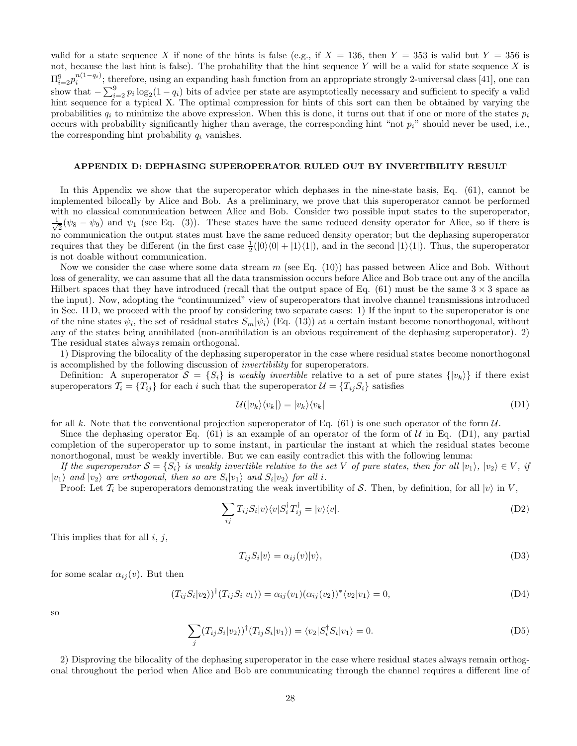valid for a state sequence $X$ if none of the hints is false (e.g., if $X = 136$, then $Y = 353$ is valid but $Y = 356$ is not, because the last hint is false). The probability that the hint sequence $Y$ will be a valid for state sequence $X$ is $\Pi_{i=2}^{9} p_i^{n(1-q_i)}$; therefore, using an expanding hash function from an appropriate strongly 2-universal class [41], one can show that $-\sum_{i=2}^{9} p_i \log_2(1-q_i)$ bits of advice per state are asymptotically necessary and sufficient to specify a valid hint sequence for a typical X. The optimal compression for hints of this sort can then be obtained by varying the probabilities $q_i$ to minimize the above expression. When this is done, it turns out that if one or more of the states $p_i$ occurs with probability significantly higher than average, the corresponding hint "not $p_i$" should never be used, i.e., the corresponding hint probability $q_i$ vanishes.

## APPENDIX D: DEPHASING SUPEROPERATOR RULED OUT BY INVERTIBILITY RESULT

In this Appendix we show that the superoperator which dephases in the nine-state basis, Eq. (61), cannot be implemented bilocally by Alice and Bob. As a preliminary, we prove that this superoperator cannot be performed with no classical communication between Alice and Bob. Consider two possible input states to the superoperator, $\frac{1}{\sqrt{2}}(\psi_8 - \psi_9)$ and $\psi_1$ (see Eq. (3)). These states have the same reduced density operator for Alice, so if there is no communication the output states must have the same reduced density operator; but the dephasing superoperator requires that they be different (in the first case $\frac{1}{2}(|0\rangle\langle 0| + |1\rangle\langle 1|)$, and in the second $|1\rangle\langle 1|$). Thus, the superoperator is not doable without communication.

Now we consider the case where some data stream $m$ (see Eq. (10)) has passed between Alice and Bob. Without loss of generality, we can assume that all the data transmission occurs before Alice and Bob trace out any of the ancilla Hilbert spaces that they have introduced (recall that the output space of Eq. (61) must be the same $3 \times 3$ space as the input). Now, adopting the "continuumized" view of superoperators that involve channel transmissions introduced in Sec. II D, we proceed with the proof by considering two separate cases: 1) If the input to the superoperator is one of the nine states $\psi_i$, the set of residual states $S_m|\psi_i\rangle$ (Eq. (13)) at a certain instant become nonorthogonal, without any of the states being annihilated (non-annihilation is an obvious requirement of the dephasing superoperator). 2) The residual states always remain orthogonal.

1) Disproving the bilocality of the dephasing superoperator in the case where residual states become nonorthogonal is accomplished by the following discussion of *invertibility* for superoperators.

Definition: A superoperator $\mathcal{S} = \{S_i\}$ is *weakly invertible* relative to a set of pure states $\{|v_k\rangle\}$ if there exist superoperators $\mathcal{T}_i = \{T_{ij}\}$ for each $i$ such that the superoperator $\mathcal{U} = \{T_{ij}S_i\}$ satisfies

$$\mathcal{U}(|v_k\rangle\langle v_k|) = |v_k\rangle\langle v_k| \tag{D1}$$

for all $k$. Note that the conventional projection superoperator of Eq. (61) is one such operator of the form $\mathcal{U}$.

Since the dephasing operator Eq. (61) is an example of an operator of the form of $\mathcal{U}$ in Eq. (D1), any partial completion of the superoperator up to some instant, in particular the instant at which the residual states become nonorthogonal, must be weakly invertible. But we can easily contradict this with the following lemma:

*If the superoperator $\mathcal{S} = \{S_i\}$ is weakly invertible relative to the set $V$ of pure states, then for all $|v_1\rangle$, $|v_2\rangle \in V$, if $|v_1\rangle$ and $|v_2\rangle$ are orthogonal, then so are $S_i|v_1\rangle$ and $S_i|v_2\rangle$ for all $i$.*

Proof: Let $\mathcal{T}_i$ be superoperators demonstrating the weak invertibility of $\mathcal{S}$. Then, by definition, for all $|v\rangle$ in $V$,

$$\sum_{ij} T_{ij}S_i|v\rangle\langle v|S_i^\dagger T_{ij}^\dagger = |v\rangle\langle v|. \tag{D2}$$

This implies that for all $i$, $j$,

$$T_{ij}S_i|v\rangle = \alpha_{ij}(v)|v\rangle, \tag{D3}$$

for some scalar $\alpha_{ij}(v)$. But then

$$(T_{ij}S_i|v_2\rangle)^\dagger(T_{ij}S_i|v_1\rangle) = \alpha_{ij}(v_1)(\alpha_{ij}(v_2))^*\langle v_2|v_1\rangle = 0, \tag{D4}$$

so

$$\sum_j (T_{ij}S_i|v_2\rangle)^\dagger(T_{ij}S_i|v_1\rangle) = \langle v_2|S_i^\dagger S_i|v_1\rangle = 0. \tag{D5}$$

2) Disproving the bilocality of the dephasing superoperator in the case where residual states always remain orthogonal throughout the period when Alice and Bob are communicating through the channel requires a different line of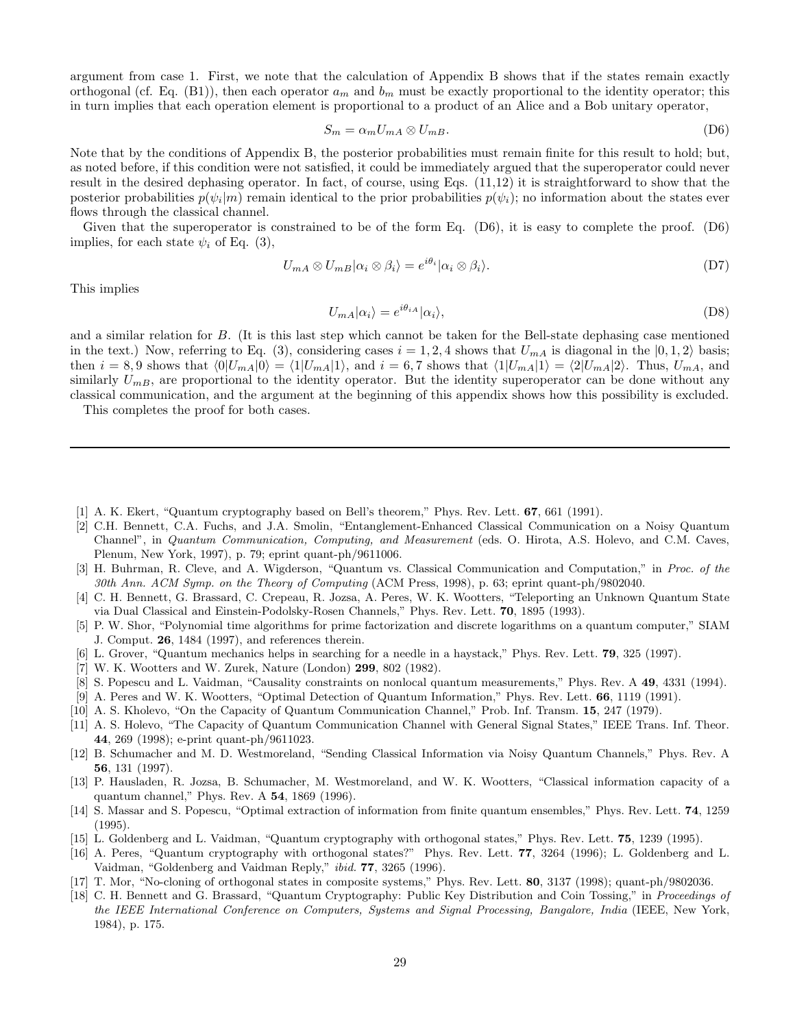argument from case 1. First, we note that the calculation of Appendix B shows that if the states remain exactly orthogonal (cf. Eq. (B1)), then each operator $a_m$ and $b_m$ must be exactly proportional to the identity operator; this in turn implies that each operation element is proportional to a product of an Alice and a Bob unitary operator,

$$S_m = \alpha_m U_{mA} \otimes U_{mB}. \tag{D6}$$

Note that by the conditions of Appendix B, the posterior probabilities must remain finite for this result to hold; but, as noted before, if this condition were not satisfied, it could be immediately argued that the superoperator could never result in the desired dephasing operator. In fact, of course, using Eqs. (11,12) it is straightforward to show that the posterior probabilities $p(\psi_i|m)$ remain identical to the prior probabilities $p(\psi_i)$; no information about the states ever flows through the classical channel.

Given that the superoperator is constrained to be of the form Eq. (D6), it is easy to complete the proof. (D6) implies, for each state $\psi_i$ of Eq. (3),

$$U_{mA} \otimes U_{mB}|\alpha_i \otimes \beta_i\rangle = e^{i\theta_i}|\alpha_i \otimes \beta_i\rangle. \tag{D7}$$

This implies

$$U_{mA}|\alpha_i\rangle = e^{i\theta_{iA}}|\alpha_i\rangle, \tag{D8}$$

and a similar relation for $B$. (It is this last step which cannot be taken for the Bell-state dephasing case mentioned in the text.) Now, referring to Eq. (3), considering cases $i = 1, 2, 4$ shows that $U_{mA}$ is diagonal in the $|0, 1, 2\rangle$ basis; then $i = 8, 9$ shows that $\langle 0|U_{mA}|0\rangle = \langle 1|U_{mA}|1\rangle$, and $i = 6, 7$ shows that $\langle 1|U_{mA}|1\rangle = \langle 2|U_{mA}|2\rangle$. Thus, $U_{mA}$, and similarly $U_{mB}$, are proportional to the identity operator. But the identity superoperator can be done without any classical communication, and the argument at the beginning of this appendix shows how this possibility is excluded.

This completes the proof for both cases.

---

[1] A. K. Ekert, "Quantum cryptography based on Bell's theorem," Phys. Rev. Lett. **67**, 661 (1991).

[2] C.H. Bennett, C.A. Fuchs, and J.A. Smolin, "Entanglement-Enhanced Classical Communication on a Noisy Quantum Channel", in *Quantum Communication, Computing, and Measurement* (eds. O. Hirota, A.S. Holevo, and C.M. Caves, Plenum, New York, 1997), p. 79; eprint quant-ph/9611006.

[3] H. Buhrman, R. Cleve, and A. Wigderson, "Quantum vs. Classical Communication and Computation," in *Proc. of the 30th Ann. ACM Symp. on the Theory of Computing* (ACM Press, 1998), p. 63; eprint quant-ph/9802040.

[4] C. H. Bennett, G. Brassard, C. Crepeau, R. Jozsa, A. Peres, W. K. Wootters, "Teleporting an Unknown Quantum State via Dual Classical and Einstein-Podolsky-Rosen Channels," Phys. Rev. Lett. **70**, 1895 (1993).

[5] P. W. Shor, "Polynomial time algorithms for prime factorization and discrete logarithms on a quantum computer," SIAM J. Comput. **26**, 1484 (1997), and references therein.

[6] L. Grover, "Quantum mechanics helps in searching for a needle in a haystack," Phys. Rev. Lett. **79**, 325 (1997).

[7] W. K. Wootters and W. Zurek, Nature (London) **299**, 802 (1982).

[8] S. Popescu and L. Vaidman, "Causality constraints on nonlocal quantum measurements," Phys. Rev. A **49**, 4331 (1994).

[9] A. Peres and W. K. Wootters, "Optimal Detection of Quantum Information," Phys. Rev. Lett. **66**, 1119 (1991).

[10] A. S. Kholevo, "On the Capacity of Quantum Communication Channel," Prob. Inf. Transm. **15**, 247 (1979).

[11] A. S. Holevo, "The Capacity of Quantum Communication Channel with General Signal States," IEEE Trans. Inf. Theor. **44**, 269 (1998); e-print quant-ph/9611023.

[12] B. Schumacher and M. D. Westmoreland, "Sending Classical Information via Noisy Quantum Channels," Phys. Rev. A **56**, 131 (1997).

[13] P. Hausladen, R. Jozsa, B. Schumacher, M. Westmoreland, and W. K. Wootters, "Classical information capacity of a quantum channel," Phys. Rev. A **54**, 1869 (1996).

[14] S. Massar and S. Popescu, "Optimal extraction of information from finite quantum ensembles," Phys. Rev. Lett. **74**, 1259 (1995).

[15] L. Goldenberg and L. Vaidman, "Quantum cryptography with orthogonal states," Phys. Rev. Lett. **75**, 1239 (1995).

[16] A. Peres, "Quantum cryptography with orthogonal states?" Phys. Rev. Lett. **77**, 3264 (1996); L. Goldenberg and L. Vaidman, "Goldenberg and Vaidman Reply," *ibid.* **77**, 3265 (1996).

[17] T. Mor, "No-cloning of orthogonal states in composite systems," Phys. Rev. Lett. **80**, 3137 (1998); quant-ph/9802036.

[18] C. H. Bennett and G. Brassard, "Quantum Cryptography: Public Key Distribution and Coin Tossing," in *Proceedings of the IEEE International Conference on Computers, Systems and Signal Processing, Bangalore, India* (IEEE, New York, 1984), p. 175.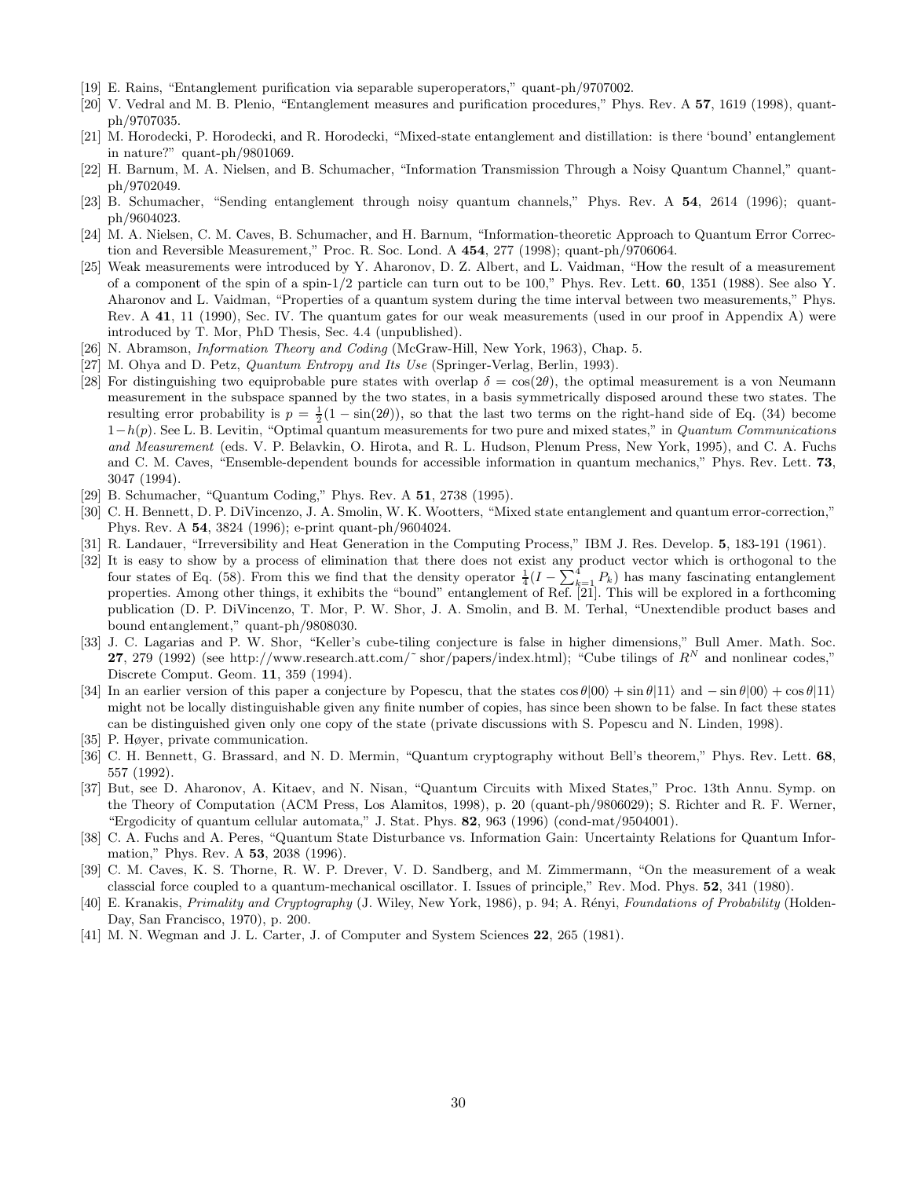[19] E. Rains, "Entanglement purification via separable superoperators," quant-ph/9707002.

[20] V. Vedral and M. B. Plenio, "Entanglement measures and purification procedures," Phys. Rev. A **57**, 1619 (1998), quant-ph/9707035.

[21] M. Horodecki, P. Horodecki, and R. Horodecki, "Mixed-state entanglement and distillation: is there 'bound' entanglement in nature?" quant-ph/9801069.

[22] H. Barnum, M. A. Nielsen, and B. Schumacher, "Information Transmission Through a Noisy Quantum Channel," quant-ph/9702049.

[23] B. Schumacher, "Sending entanglement through noisy quantum channels," Phys. Rev. A **54**, 2614 (1996); quant-ph/9604023.

[24] M. A. Nielsen, C. M. Caves, B. Schumacher, and H. Barnum, "Information-theoretic Approach to Quantum Error Correction and Reversible Measurement," Proc. R. Soc. Lond. A **454**, 277 (1998); quant-ph/9706064.

[25] Weak measurements were introduced by Y. Aharonov, D. Z. Albert, and L. Vaidman, "How the result of a measurement of a component of the spin of a spin-1/2 particle can turn out to be 100," Phys. Rev. Lett. **60**, 1351 (1988). See also Y. Aharonov and L. Vaidman, "Properties of a quantum system during the time interval between two measurements," Phys. Rev. A **41**, 11 (1990), Sec. IV. The quantum gates for our weak measurements (used in our proof in Appendix A) were introduced by T. Mor, PhD Thesis, Sec. 4.4 (unpublished).

[26] N. Abramson, *Information Theory and Coding* (McGraw-Hill, New York, 1963), Chap. 5.

[27] M. Ohya and D. Petz, *Quantum Entropy and Its Use* (Springer-Verlag, Berlin, 1993).

[28] For distinguishing two equiprobable pure states with overlap $\delta = \cos(2\theta)$, the optimal measurement is a von Neumann measurement in the subspace spanned by the two states, in a basis symmetrically disposed around these two states. The resulting error probability is $p = \frac{1}{2}(1 - \sin(2\theta))$, so that the last two terms on the right-hand side of Eq. (34) become $1 - h(p)$. See L. B. Levitin, "Optimal quantum measurements for two pure and mixed states," in *Quantum Communications and Measurement* (eds. V. P. Belavkin, O. Hirota, and R. L. Hudson, Plenum Press, New York, 1995), and C. A. Fuchs and C. M. Caves, "Ensemble-dependent bounds for accessible information in quantum mechanics," Phys. Rev. Lett. **73**, 3047 (1994).

[29] B. Schumacher, "Quantum Coding," Phys. Rev. A **51**, 2738 (1995).

[30] C. H. Bennett, D. P. DiVincenzo, J. A. Smolin, W. K. Wootters, "Mixed state entanglement and quantum error-correction," Phys. Rev. A **54**, 3824 (1996); e-print quant-ph/9604024.

[31] R. Landauer, "Irreversibility and Heat Generation in the Computing Process," IBM J. Res. Develop. **5**, 183-191 (1961).

[32] It is easy to show by a process of elimination that there does not exist any product vector which is orthogonal to the four states of Eq. (58). From this we find that the density operator $\frac{1}{4}(I - \sum_{k=1}^{4} P_k)$ has many fascinating entanglement properties. Among other things, it exhibits the "bound" entanglement of Ref. [21]. This will be explored in a forthcoming publication (D. P. DiVincenzo, T. Mor, P. W. Shor, J. A. Smolin, and B. M. Terhal, "Unextendible product bases and bound entanglement," quant-ph/9808030.

[33] J. C. Lagarias and P. W. Shor, "Keller's cube-tiling conjecture is false in higher dimensions," Bull Amer. Math. Soc. **27**, 279 (1992) (see http://www.research.att.com/~ shor/papers/index.html); "Cube tilings of $R^N$ and nonlinear codes," Discrete Comput. Geom. **11**, 359 (1994).

[34] In an earlier version of this paper a conjecture by Popescu, that the states $\cos\theta|00\rangle + \sin\theta|11\rangle$ and $-\sin\theta|00\rangle + \cos\theta|11\rangle$ might not be locally distinguishable given any finite number of copies, has since been shown to be false. In fact these states can be distinguished given only one copy of the state (private discussions with S. Popescu and N. Linden, 1998).

[35] P. Høyer, private communication.

[36] C. H. Bennett, G. Brassard, and N. D. Mermin, "Quantum cryptography without Bell's theorem," Phys. Rev. Lett. **68**, 557 (1992).

[37] But, see D. Aharonov, A. Kitaev, and N. Nisan, "Quantum Circuits with Mixed States," Proc. 13th Annu. Symp. on the Theory of Computation (ACM Press, Los Alamitos, 1998), p. 20 (quant-ph/9806029); S. Richter and R. F. Werner, "Ergodicity of quantum cellular automata," J. Stat. Phys. **82**, 963 (1996) (cond-mat/9504001).

[38] C. A. Fuchs and A. Peres, "Quantum State Disturbance vs. Information Gain: Uncertainty Relations for Quantum Information," Phys. Rev. A **53**, 2038 (1996).

[39] C. M. Caves, K. S. Thorne, R. W. P. Drever, V. D. Sandberg, and M. Zimmermann, "On the measurement of a weak classcial force coupled to a quantum-mechanical oscillator. I. Issues of principle," Rev. Mod. Phys. **52**, 341 (1980).

[40] E. Kranakis, *Primality and Cryptography* (J. Wiley, New York, 1986), p. 94; A. Rényi, *Foundations of Probability* (Holden-Day, San Francisco, 1970), p. 200.

[41] M. N. Wegman and J. L. Carter, J. of Computer and System Sciences **22**, 265 (1981).